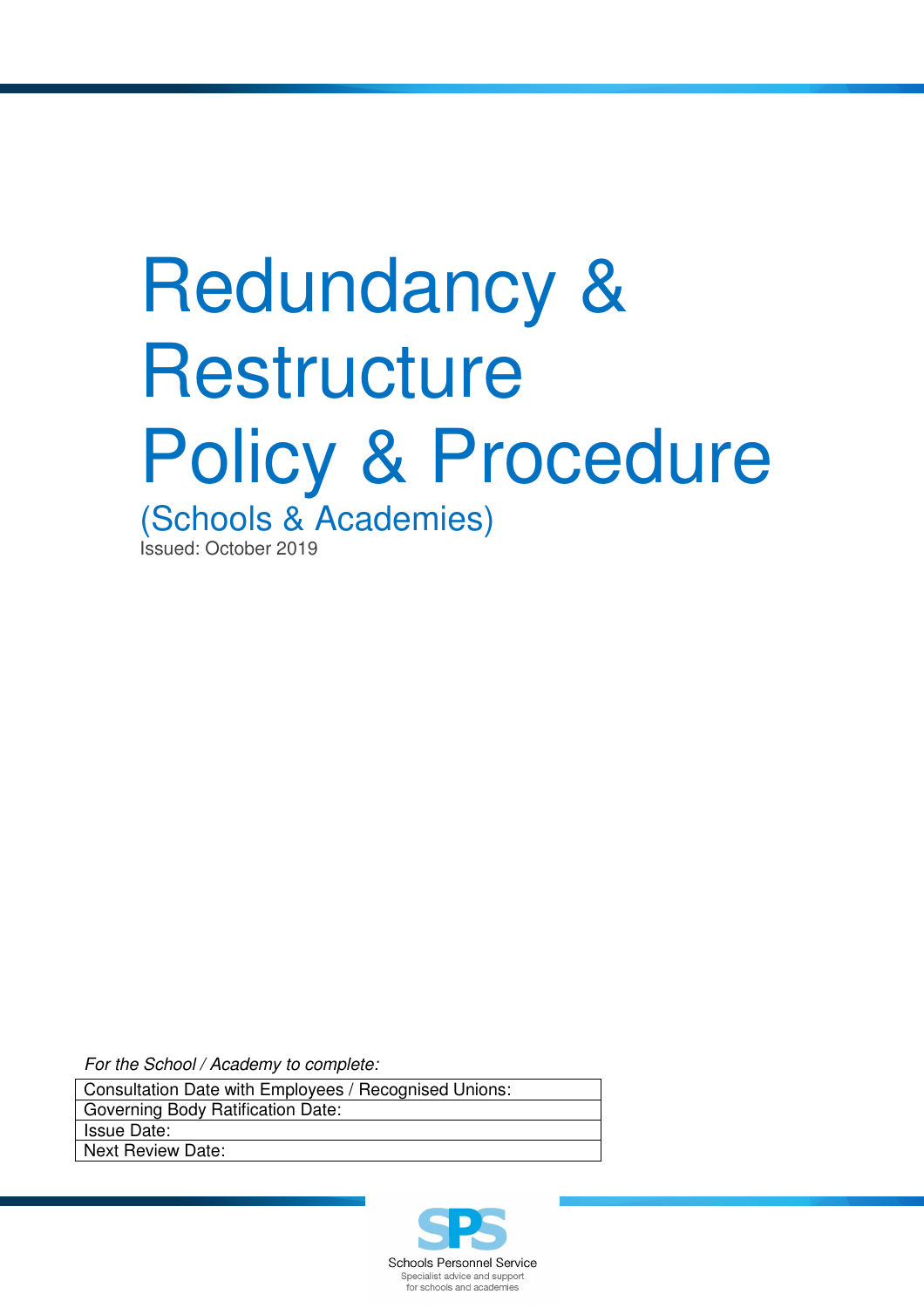# Redundancy & Restructure Policy & Procedure

## (Schools & Academies)

Issued: October 2019

*For the School / Academy to complete:*

| Consultation Date with Employees / Recognised Unions: |
|---|
| Governing Body Ratification Date: |
| Issue Date: |
| Next Review Date: |

SPS

Schools Personnel Service

Specialist advice and support for schools and academies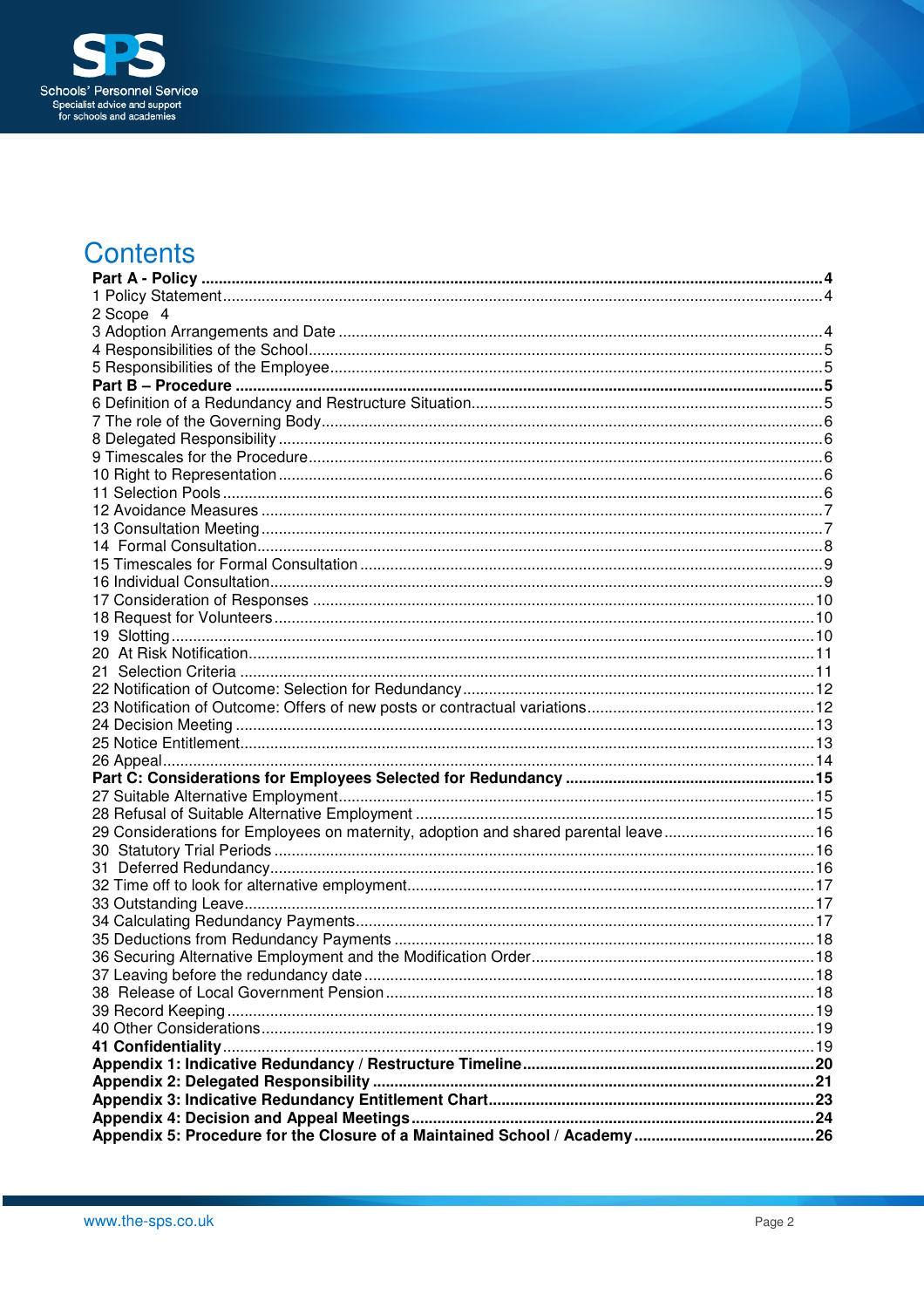# Contents

**Part A - Policy** .......... **4**
1 Policy Statement .......... 4
2 Scope 4
3 Adoption Arrangements and Date .......... 4
4 Responsibilities of the School .......... 5
5 Responsibilities of the Employee .......... 5
**Part B – Procedure** .......... **5**
6 Definition of a Redundancy and Restructure Situation .......... 5
7 The role of the Governing Body .......... 6
8 Delegated Responsibility .......... 6
9 Timescales for the Procedure .......... 6
10 Right to Representation .......... 6
11 Selection Pools .......... 6
12 Avoidance Measures .......... 7
13 Consultation Meeting .......... 7
14 Formal Consultation .......... 8
15 Timescales for Formal Consultation .......... 9
16 Individual Consultation .......... 9
17 Consideration of Responses .......... 10
18 Request for Volunteers .......... 10
19 Slotting .......... 10
20 At Risk Notification .......... 11
21 Selection Criteria .......... 11
22 Notification of Outcome: Selection for Redundancy .......... 12
23 Notification of Outcome: Offers of new posts or contractual variations .......... 12
24 Decision Meeting .......... 13
25 Notice Entitlement .......... 13
26 Appeal .......... 14
**Part C: Considerations for Employees Selected for Redundancy** .......... **15**
27 Suitable Alternative Employment .......... 15
28 Refusal of Suitable Alternative Employment .......... 15
29 Considerations for Employees on maternity, adoption and shared parental leave .......... 16
30 Statutory Trial Periods .......... 16
31 Deferred Redundancy .......... 16
32 Time off to look for alternative employment .......... 17
33 Outstanding Leave .......... 17
34 Calculating Redundancy Payments .......... 17
35 Deductions from Redundancy Payments .......... 18
36 Securing Alternative Employment and the Modification Order .......... 18
37 Leaving before the redundancy date .......... 18
38 Release of Local Government Pension .......... 18
39 Record Keeping .......... 19
40 Other Considerations .......... 19
**41 Confidentiality** .......... 19
**Appendix 1: Indicative Redundancy / Restructure Timeline** .......... **20**
**Appendix 2: Delegated Responsibility** .......... **21**
**Appendix 3: Indicative Redundancy Entitlement Chart** .......... **23**
**Appendix 4: Decision and Appeal Meetings** .......... **24**
**Appendix 5: Procedure for the Closure of a Maintained School / Academy** .......... **26**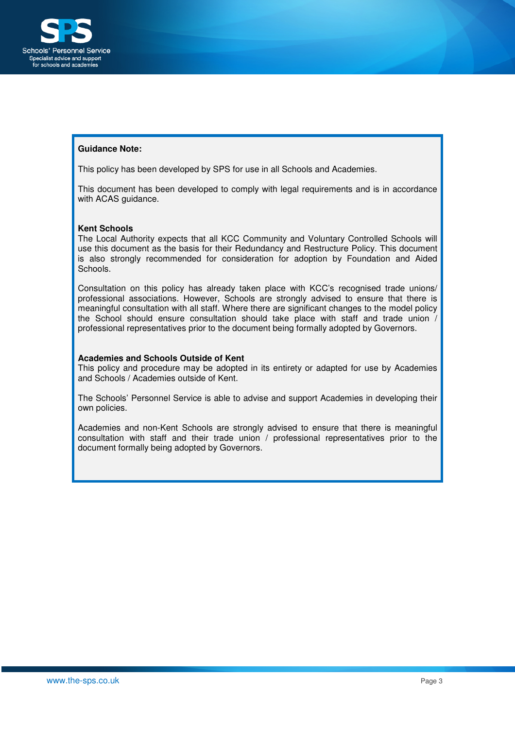**Guidance Note:**

This policy has been developed by SPS for use in all Schools and Academies.

This document has been developed to comply with legal requirements and is in accordance with ACAS guidance.

**Kent Schools**

The Local Authority expects that all KCC Community and Voluntary Controlled Schools will use this document as the basis for their Redundancy and Restructure Policy. This document is also strongly recommended for consideration for adoption by Foundation and Aided Schools.

Consultation on this policy has already taken place with KCC's recognised trade unions/ professional associations. However, Schools are strongly advised to ensure that there is meaningful consultation with all staff. Where there are significant changes to the model policy the School should ensure consultation should take place with staff and trade union / professional representatives prior to the document being formally adopted by Governors.

**Academies and Schools Outside of Kent**

This policy and procedure may be adopted in its entirety or adapted for use by Academies and Schools / Academies outside of Kent.

The Schools' Personnel Service is able to advise and support Academies in developing their own policies.

Academies and non-Kent Schools are strongly advised to ensure that there is meaningful consultation with staff and their trade union / professional representatives prior to the document formally being adopted by Governors.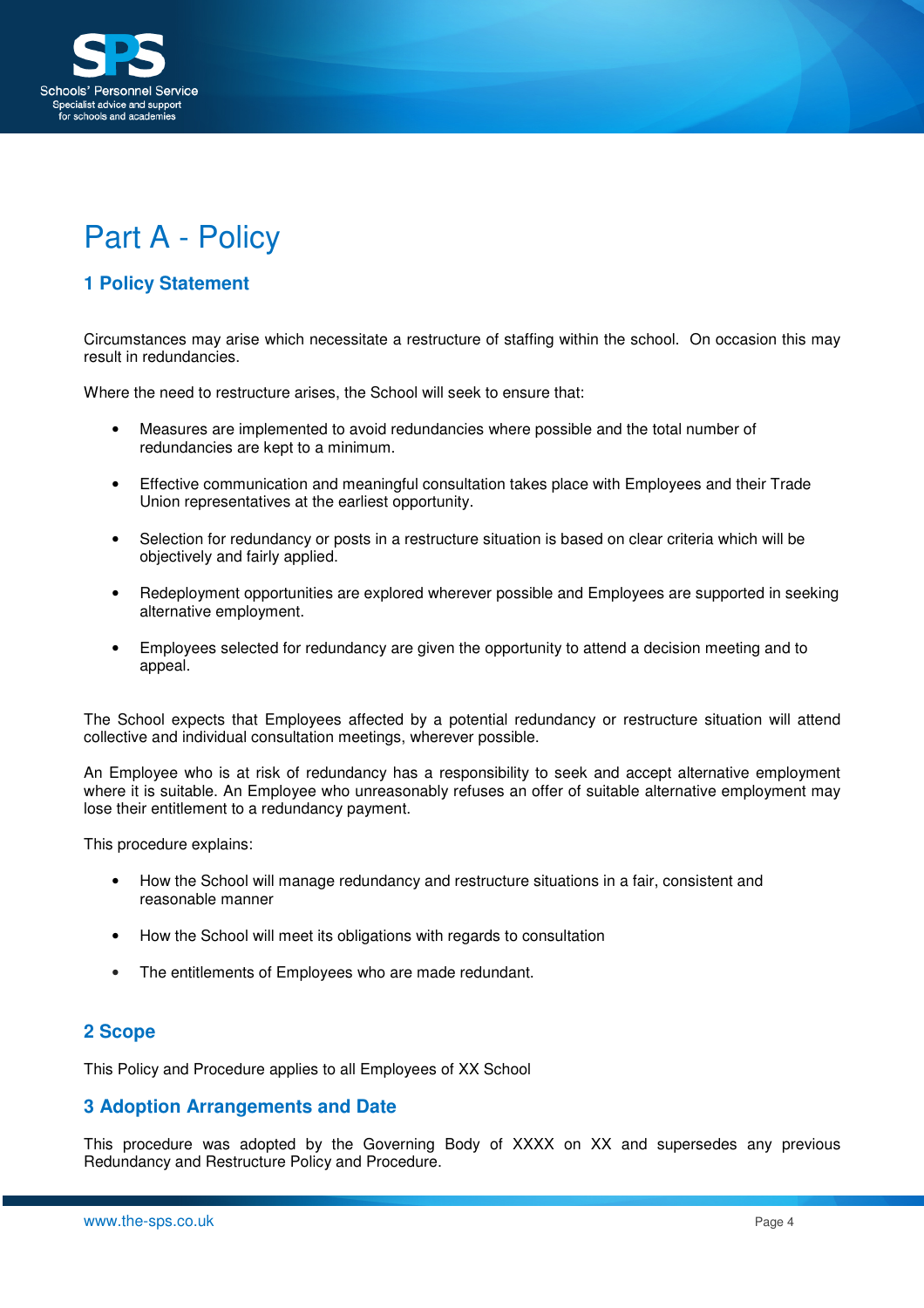# Part A - Policy

## 1 Policy Statement

Circumstances may arise which necessitate a restructure of staffing within the school. On occasion this may result in redundancies.

Where the need to restructure arises, the School will seek to ensure that:

- Measures are implemented to avoid redundancies where possible and the total number of redundancies are kept to a minimum.
- Effective communication and meaningful consultation takes place with Employees and their Trade Union representatives at the earliest opportunity.
- Selection for redundancy or posts in a restructure situation is based on clear criteria which will be objectively and fairly applied.
- Redeployment opportunities are explored wherever possible and Employees are supported in seeking alternative employment.
- Employees selected for redundancy are given the opportunity to attend a decision meeting and to appeal.

The School expects that Employees affected by a potential redundancy or restructure situation will attend collective and individual consultation meetings, wherever possible.

An Employee who is at risk of redundancy has a responsibility to seek and accept alternative employment where it is suitable. An Employee who unreasonably refuses an offer of suitable alternative employment may lose their entitlement to a redundancy payment.

This procedure explains:

- How the School will manage redundancy and restructure situations in a fair, consistent and reasonable manner
- How the School will meet its obligations with regards to consultation
- The entitlements of Employees who are made redundant.

## 2 Scope

This Policy and Procedure applies to all Employees of XX School

## 3 Adoption Arrangements and Date

This procedure was adopted by the Governing Body of XXXX on XX and supersedes any previous Redundancy and Restructure Policy and Procedure.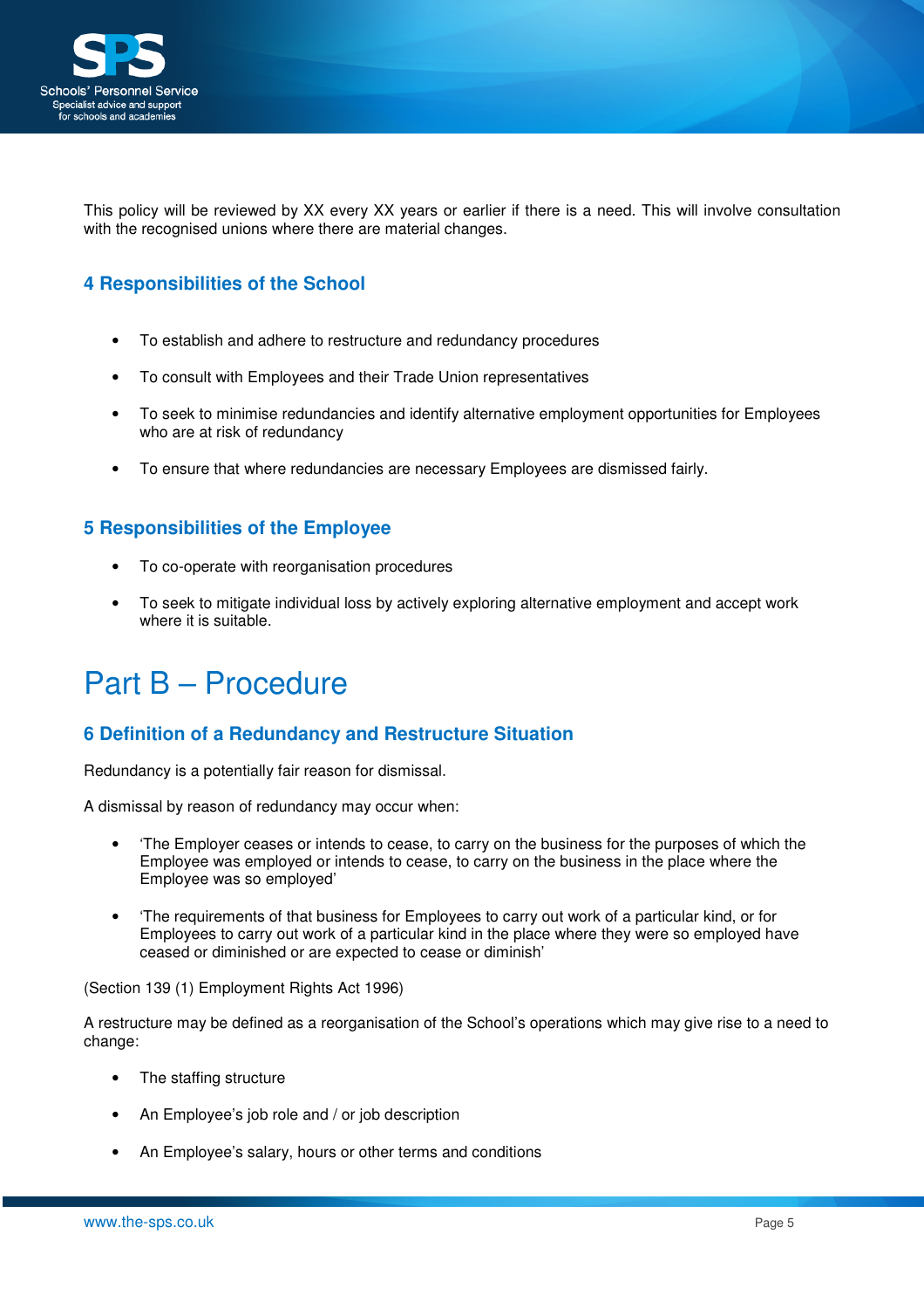This policy will be reviewed by XX every XX years or earlier if there is a need. This will involve consultation with the recognised unions where there are material changes.

## 4 Responsibilities of the School

- To establish and adhere to restructure and redundancy procedures
- To consult with Employees and their Trade Union representatives
- To seek to minimise redundancies and identify alternative employment opportunities for Employees who are at risk of redundancy
- To ensure that where redundancies are necessary Employees are dismissed fairly.

## 5 Responsibilities of the Employee

- To co-operate with reorganisation procedures
- To seek to mitigate individual loss by actively exploring alternative employment and accept work where it is suitable.

# Part B – Procedure

## 6 Definition of a Redundancy and Restructure Situation

Redundancy is a potentially fair reason for dismissal.

A dismissal by reason of redundancy may occur when:

- 'The Employer ceases or intends to cease, to carry on the business for the purposes of which the Employee was employed or intends to cease, to carry on the business in the place where the Employee was so employed'
- 'The requirements of that business for Employees to carry out work of a particular kind, or for Employees to carry out work of a particular kind in the place where they were so employed have ceased or diminished or are expected to cease or diminish'

(Section 139 (1) Employment Rights Act 1996)

A restructure may be defined as a reorganisation of the School's operations which may give rise to a need to change:

- The staffing structure
- An Employee's job role and / or job description
- An Employee's salary, hours or other terms and conditions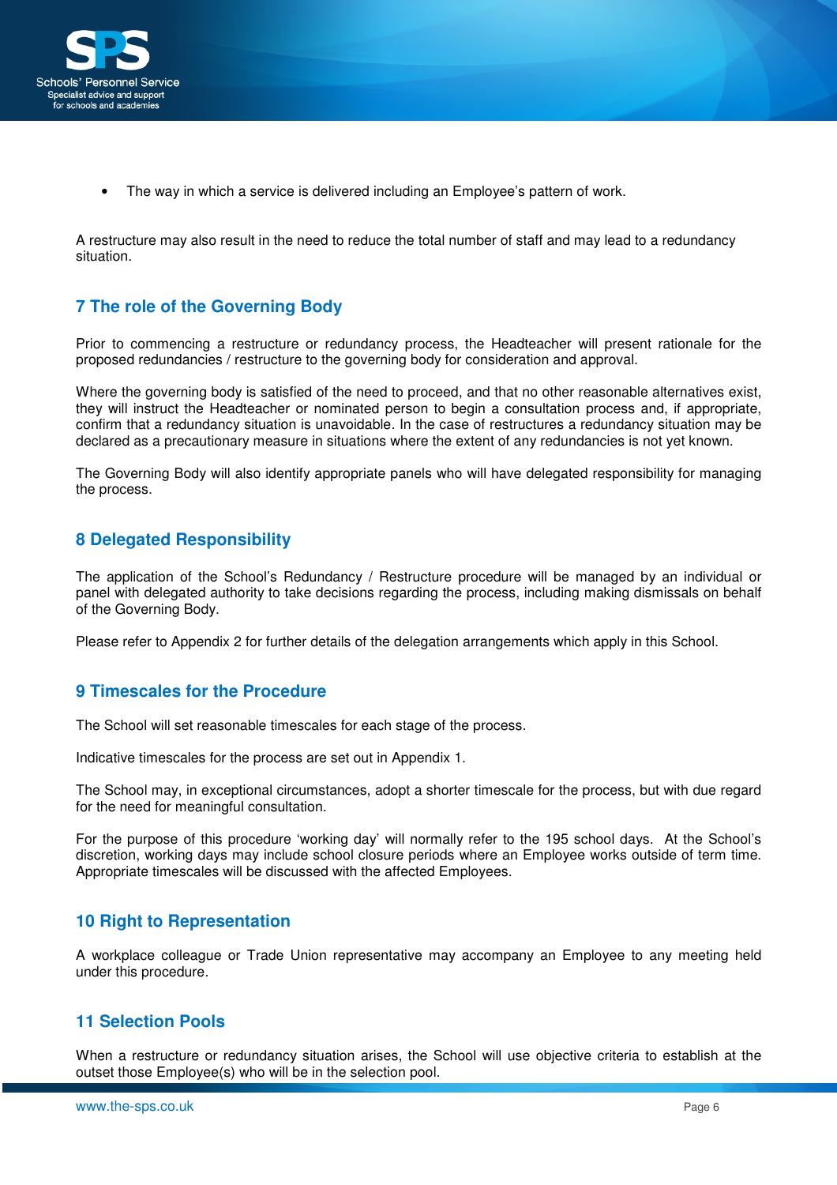- The way in which a service is delivered including an Employee's pattern of work.

A restructure may also result in the need to reduce the total number of staff and may lead to a redundancy situation.

## 7 The role of the Governing Body

Prior to commencing a restructure or redundancy process, the Headteacher will present rationale for the proposed redundancies / restructure to the governing body for consideration and approval.

Where the governing body is satisfied of the need to proceed, and that no other reasonable alternatives exist, they will instruct the Headteacher or nominated person to begin a consultation process and, if appropriate, confirm that a redundancy situation is unavoidable. In the case of restructures a redundancy situation may be declared as a precautionary measure in situations where the extent of any redundancies is not yet known.

The Governing Body will also identify appropriate panels who will have delegated responsibility for managing the process.

## 8 Delegated Responsibility

The application of the School's Redundancy / Restructure procedure will be managed by an individual or panel with delegated authority to take decisions regarding the process, including making dismissals on behalf of the Governing Body.

Please refer to Appendix 2 for further details of the delegation arrangements which apply in this School.

## 9 Timescales for the Procedure

The School will set reasonable timescales for each stage of the process.

Indicative timescales for the process are set out in Appendix 1.

The School may, in exceptional circumstances, adopt a shorter timescale for the process, but with due regard for the need for meaningful consultation.

For the purpose of this procedure 'working day' will normally refer to the 195 school days. At the School's discretion, working days may include school closure periods where an Employee works outside of term time. Appropriate timescales will be discussed with the affected Employees.

## 10 Right to Representation

A workplace colleague or Trade Union representative may accompany an Employee to any meeting held under this procedure.

## 11 Selection Pools

When a restructure or redundancy situation arises, the School will use objective criteria to establish at the outset those Employee(s) who will be in the selection pool.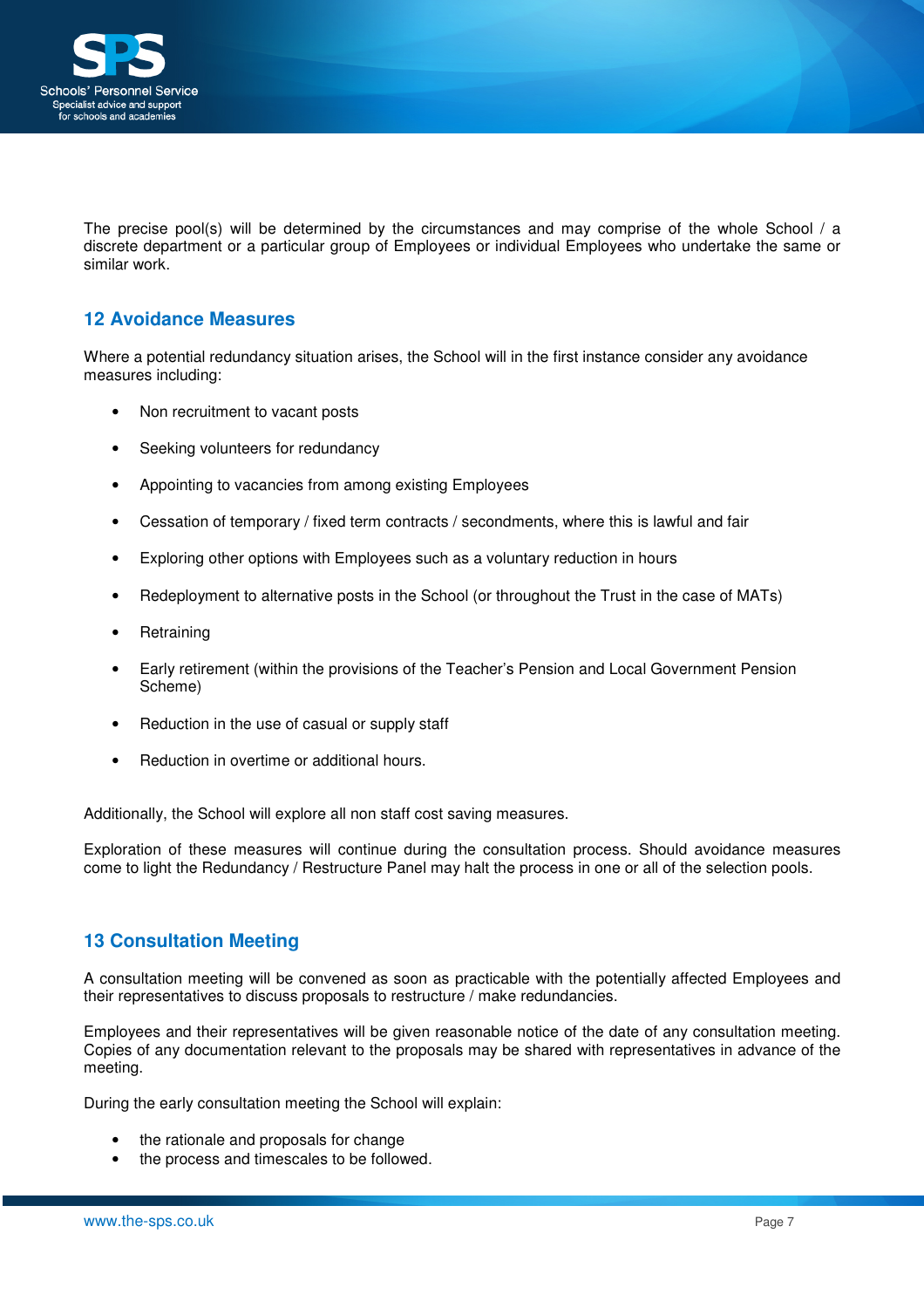The precise pool(s) will be determined by the circumstances and may comprise of the whole School / a discrete department or a particular group of Employees or individual Employees who undertake the same or similar work.

## 12 Avoidance Measures

Where a potential redundancy situation arises, the School will in the first instance consider any avoidance measures including:

- Non recruitment to vacant posts
- Seeking volunteers for redundancy
- Appointing to vacancies from among existing Employees
- Cessation of temporary / fixed term contracts / secondments, where this is lawful and fair
- Exploring other options with Employees such as a voluntary reduction in hours
- Redeployment to alternative posts in the School (or throughout the Trust in the case of MATs)
- Retraining
- Early retirement (within the provisions of the Teacher's Pension and Local Government Pension Scheme)
- Reduction in the use of casual or supply staff
- Reduction in overtime or additional hours.

Additionally, the School will explore all non staff cost saving measures.

Exploration of these measures will continue during the consultation process. Should avoidance measures come to light the Redundancy / Restructure Panel may halt the process in one or all of the selection pools.

## 13 Consultation Meeting

A consultation meeting will be convened as soon as practicable with the potentially affected Employees and their representatives to discuss proposals to restructure / make redundancies.

Employees and their representatives will be given reasonable notice of the date of any consultation meeting. Copies of any documentation relevant to the proposals may be shared with representatives in advance of the meeting.

During the early consultation meeting the School will explain:

- the rationale and proposals for change
- the process and timescales to be followed.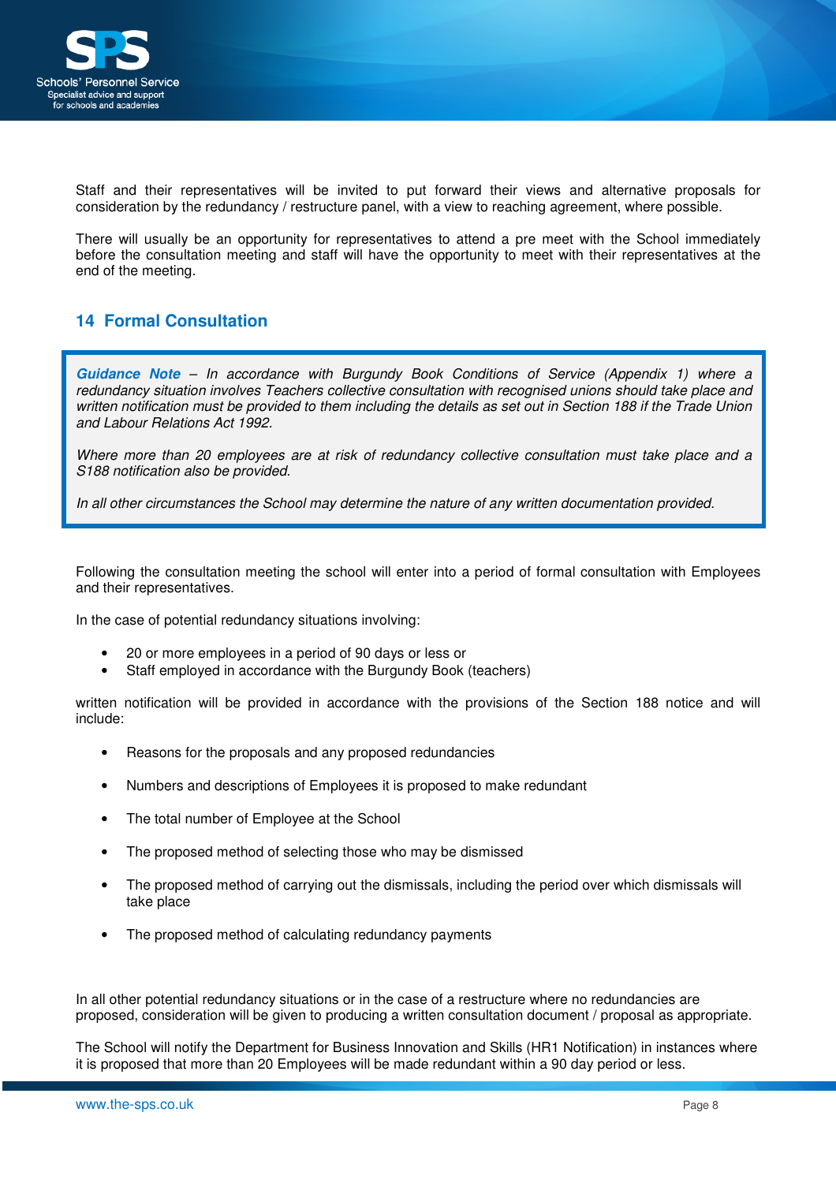Staff and their representatives will be invited to put forward their views and alternative proposals for consideration by the redundancy / restructure panel, with a view to reaching agreement, where possible.

There will usually be an opportunity for representatives to attend a pre meet with the School immediately before the consultation meeting and staff will have the opportunity to meet with their representatives at the end of the meeting.

## 14 Formal Consultation

> ***Guidance Note** – In accordance with Burgundy Book Conditions of Service (Appendix 1) where a redundancy situation involves Teachers collective consultation with recognised unions should take place and written notification must be provided to them including the details as set out in Section 188 if the Trade Union and Labour Relations Act 1992.*
>
> *Where more than 20 employees are at risk of redundancy collective consultation must take place and a S188 notification also be provided.*
>
> *In all other circumstances the School may determine the nature of any written documentation provided.*

Following the consultation meeting the school will enter into a period of formal consultation with Employees and their representatives.

In the case of potential redundancy situations involving:

- 20 or more employees in a period of 90 days or less or
- Staff employed in accordance with the Burgundy Book (teachers)

written notification will be provided in accordance with the provisions of the Section 188 notice and will include:

- Reasons for the proposals and any proposed redundancies
- Numbers and descriptions of Employees it is proposed to make redundant
- The total number of Employee at the School
- The proposed method of selecting those who may be dismissed
- The proposed method of carrying out the dismissals, including the period over which dismissals will take place
- The proposed method of calculating redundancy payments

In all other potential redundancy situations or in the case of a restructure where no redundancies are proposed, consideration will be given to producing a written consultation document / proposal as appropriate.

The School will notify the Department for Business Innovation and Skills (HR1 Notification) in instances where it is proposed that more than 20 Employees will be made redundant within a 90 day period or less.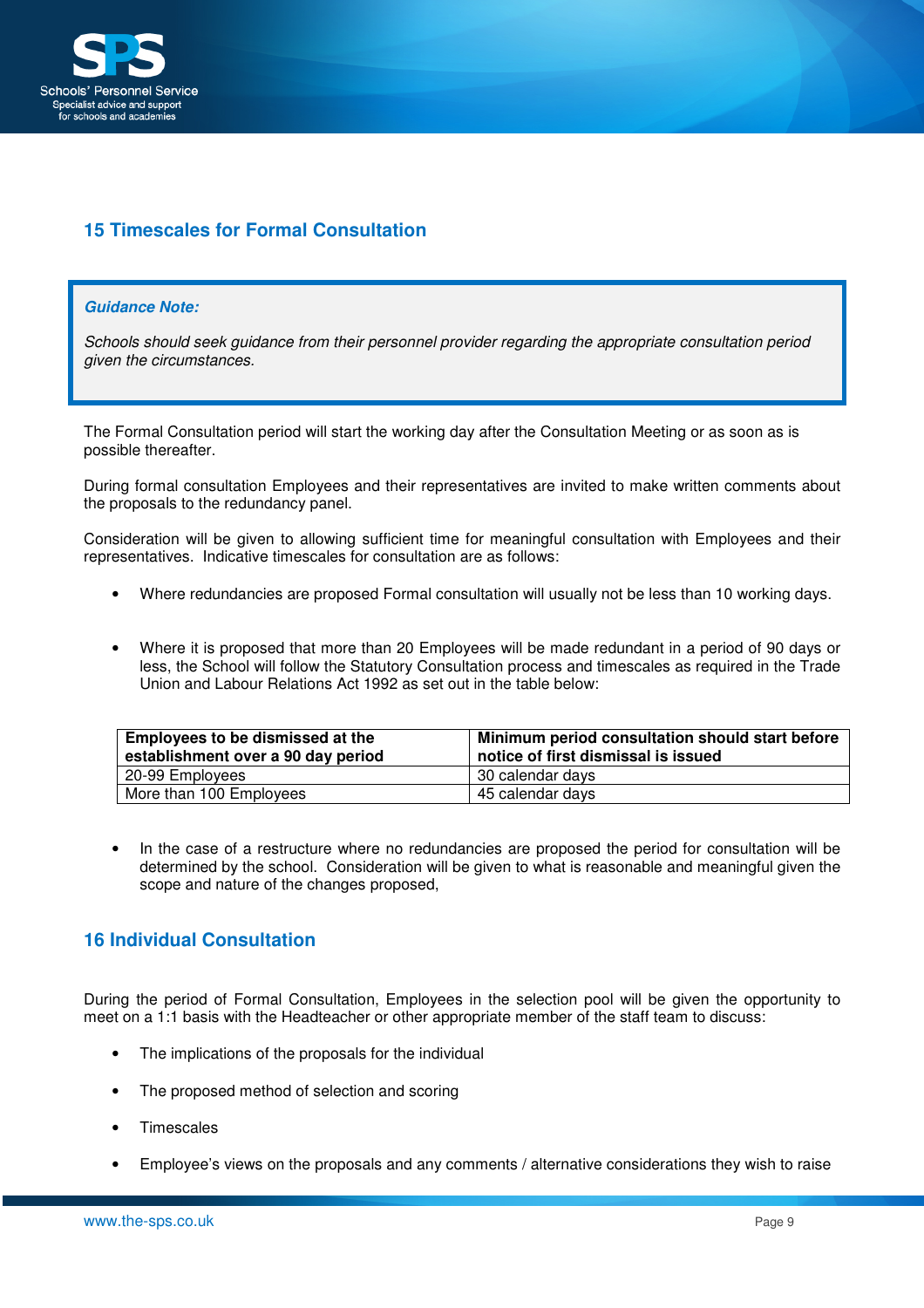## 15 Timescales for Formal Consultation

> ***Guidance Note:***
>
> *Schools should seek guidance from their personnel provider regarding the appropriate consultation period given the circumstances.*

The Formal Consultation period will start the working day after the Consultation Meeting or as soon as is possible thereafter.

During formal consultation Employees and their representatives are invited to make written comments about the proposals to the redundancy panel.

Consideration will be given to allowing sufficient time for meaningful consultation with Employees and their representatives. Indicative timescales for consultation are as follows:

- Where redundancies are proposed Formal consultation will usually not be less than 10 working days.

- Where it is proposed that more than 20 Employees will be made redundant in a period of 90 days or less, the School will follow the Statutory Consultation process and timescales as required in the Trade Union and Labour Relations Act 1992 as set out in the table below:

| Employees to be dismissed at the establishment over a 90 day period | Minimum period consultation should start before notice of first dismissal is issued |
|---|---|
| 20-99 Employees | 30 calendar days |
| More than 100 Employees | 45 calendar days |

- In the case of a restructure where no redundancies are proposed the period for consultation will be determined by the school. Consideration will be given to what is reasonable and meaningful given the scope and nature of the changes proposed,

## 16 Individual Consultation

During the period of Formal Consultation, Employees in the selection pool will be given the opportunity to meet on a 1:1 basis with the Headteacher or other appropriate member of the staff team to discuss:

- The implications of the proposals for the individual
- The proposed method of selection and scoring
- Timescales
- Employee's views on the proposals and any comments / alternative considerations they wish to raise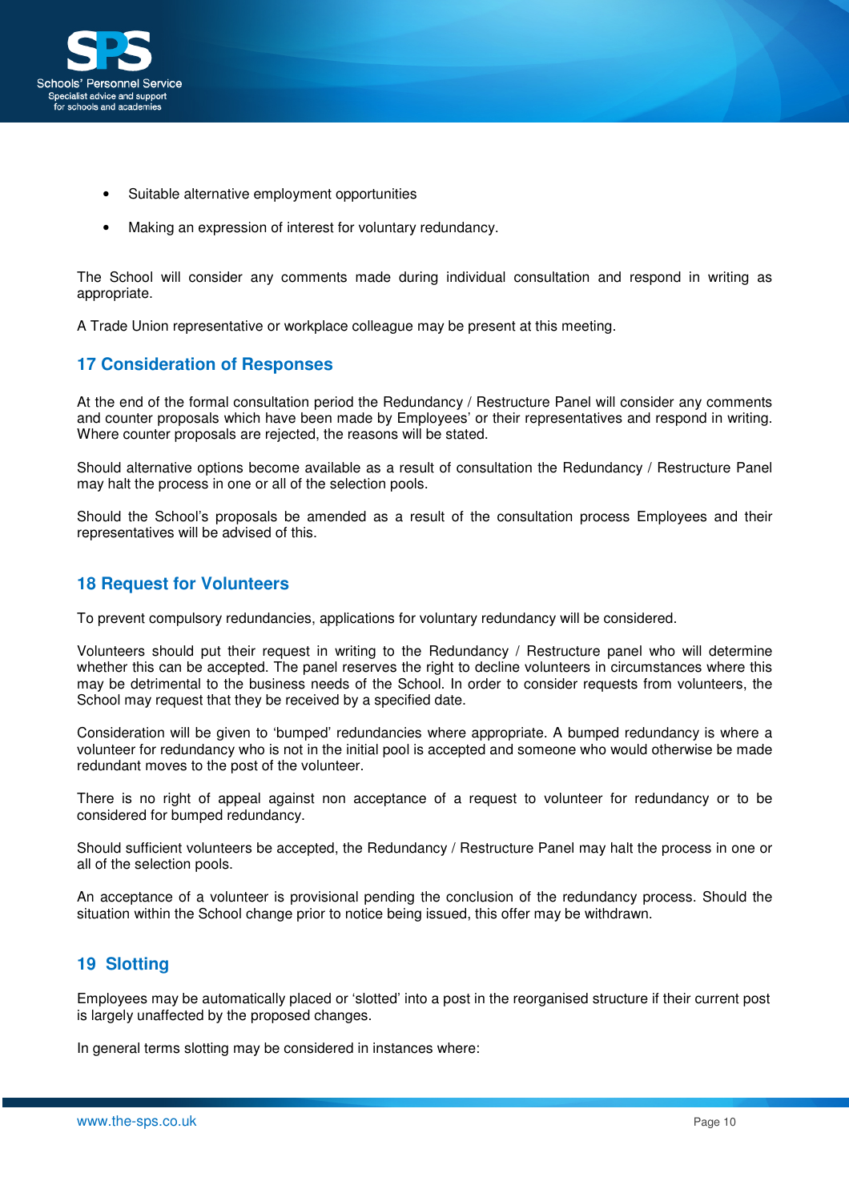- Suitable alternative employment opportunities
- Making an expression of interest for voluntary redundancy.

The School will consider any comments made during individual consultation and respond in writing as appropriate.

A Trade Union representative or workplace colleague may be present at this meeting.

## 17 Consideration of Responses

At the end of the formal consultation period the Redundancy / Restructure Panel will consider any comments and counter proposals which have been made by Employees' or their representatives and respond in writing. Where counter proposals are rejected, the reasons will be stated.

Should alternative options become available as a result of consultation the Redundancy / Restructure Panel may halt the process in one or all of the selection pools.

Should the School's proposals be amended as a result of the consultation process Employees and their representatives will be advised of this.

## 18 Request for Volunteers

To prevent compulsory redundancies, applications for voluntary redundancy will be considered.

Volunteers should put their request in writing to the Redundancy / Restructure panel who will determine whether this can be accepted. The panel reserves the right to decline volunteers in circumstances where this may be detrimental to the business needs of the School. In order to consider requests from volunteers, the School may request that they be received by a specified date.

Consideration will be given to 'bumped' redundancies where appropriate. A bumped redundancy is where a volunteer for redundancy who is not in the initial pool is accepted and someone who would otherwise be made redundant moves to the post of the volunteer.

There is no right of appeal against non acceptance of a request to volunteer for redundancy or to be considered for bumped redundancy.

Should sufficient volunteers be accepted, the Redundancy / Restructure Panel may halt the process in one or all of the selection pools.

An acceptance of a volunteer is provisional pending the conclusion of the redundancy process. Should the situation within the School change prior to notice being issued, this offer may be withdrawn.

## 19 Slotting

Employees may be automatically placed or 'slotted' into a post in the reorganised structure if their current post is largely unaffected by the proposed changes.

In general terms slotting may be considered in instances where: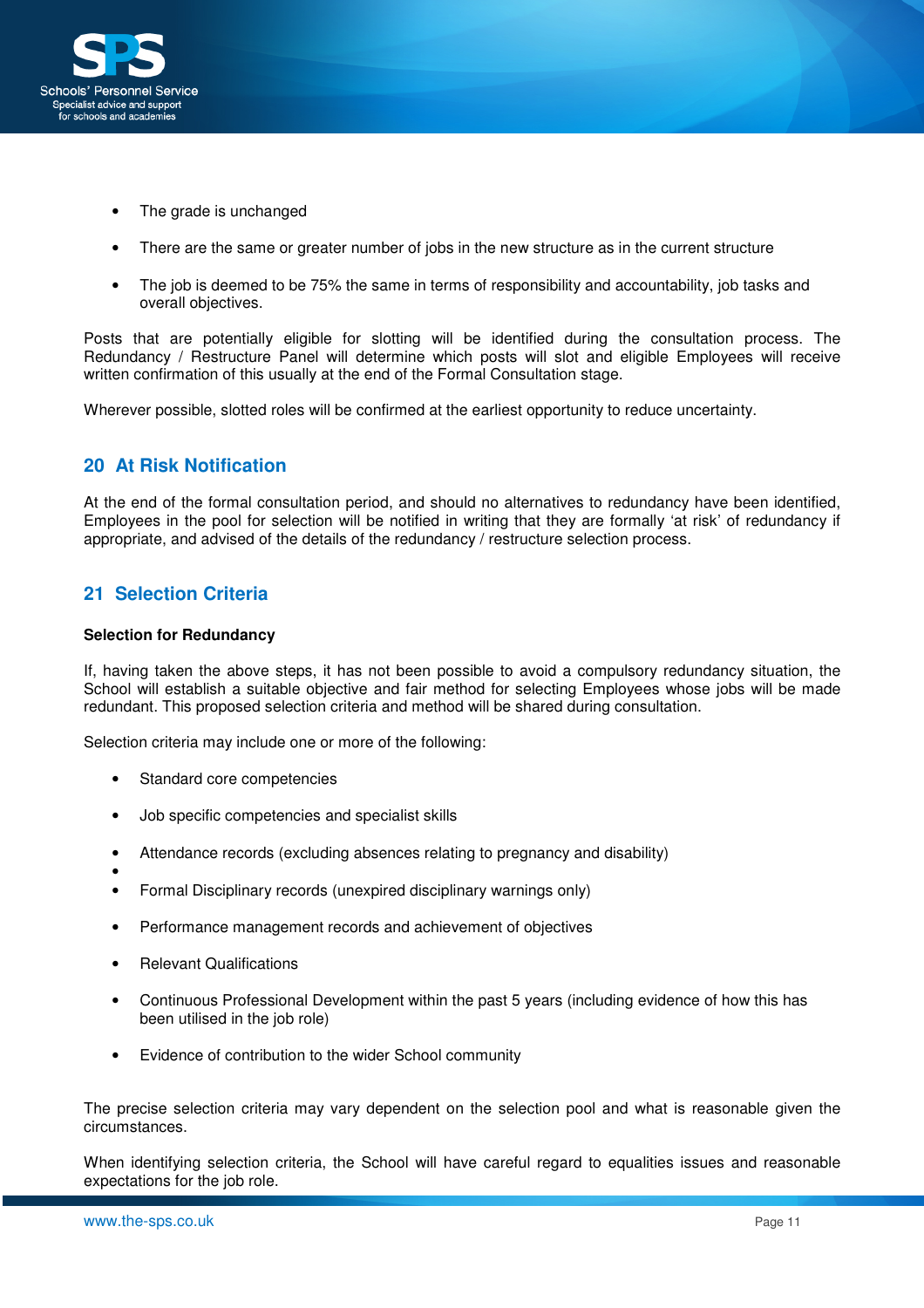- The grade is unchanged
- There are the same or greater number of jobs in the new structure as in the current structure
- The job is deemed to be 75% the same in terms of responsibility and accountability, job tasks and overall objectives.

Posts that are potentially eligible for slotting will be identified during the consultation process. The Redundancy / Restructure Panel will determine which posts will slot and eligible Employees will receive written confirmation of this usually at the end of the Formal Consultation stage.

Wherever possible, slotted roles will be confirmed at the earliest opportunity to reduce uncertainty.

## 20 At Risk Notification

At the end of the formal consultation period, and should no alternatives to redundancy have been identified, Employees in the pool for selection will be notified in writing that they are formally 'at risk' of redundancy if appropriate, and advised of the details of the redundancy / restructure selection process.

## 21 Selection Criteria

**Selection for Redundancy**

If, having taken the above steps, it has not been possible to avoid a compulsory redundancy situation, the School will establish a suitable objective and fair method for selecting Employees whose jobs will be made redundant. This proposed selection criteria and method will be shared during consultation.

Selection criteria may include one or more of the following:

- Standard core competencies
- Job specific competencies and specialist skills
- Attendance records (excluding absences relating to pregnancy and disability)
- 
- Formal Disciplinary records (unexpired disciplinary warnings only)
- Performance management records and achievement of objectives
- Relevant Qualifications
- Continuous Professional Development within the past 5 years (including evidence of how this has been utilised in the job role)
- Evidence of contribution to the wider School community

The precise selection criteria may vary dependent on the selection pool and what is reasonable given the circumstances.

When identifying selection criteria, the School will have careful regard to equalities issues and reasonable expectations for the job role.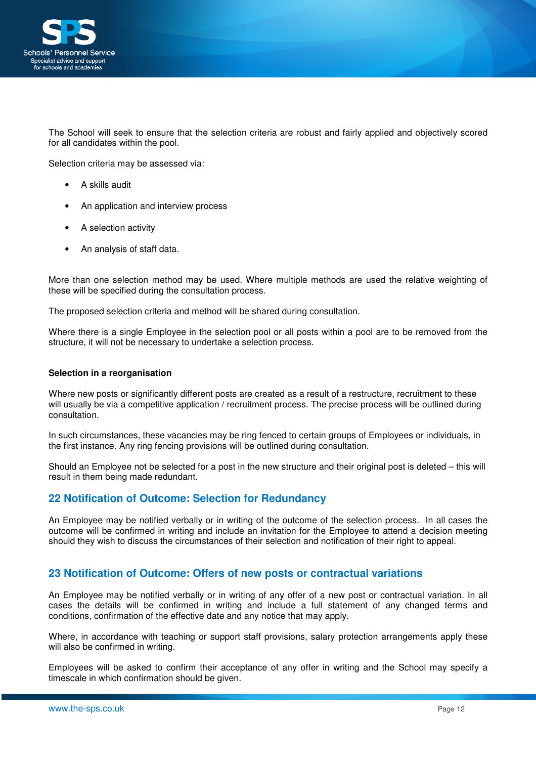The School will seek to ensure that the selection criteria are robust and fairly applied and objectively scored for all candidates within the pool.

Selection criteria may be assessed via:

- A skills audit
- An application and interview process
- A selection activity
- An analysis of staff data.

More than one selection method may be used. Where multiple methods are used the relative weighting of these will be specified during the consultation process.

The proposed selection criteria and method will be shared during consultation.

Where there is a single Employee in the selection pool or all posts within a pool are to be removed from the structure, it will not be necessary to undertake a selection process.

**Selection in a reorganisation**

Where new posts or significantly different posts are created as a result of a restructure, recruitment to these will usually be via a competitive application / recruitment process. The precise process will be outlined during consultation.

In such circumstances, these vacancies may be ring fenced to certain groups of Employees or individuals, in the first instance. Any ring fencing provisions will be outlined during consultation.

Should an Employee not be selected for a post in the new structure and their original post is deleted – this will result in them being made redundant.

## 22 Notification of Outcome: Selection for Redundancy

An Employee may be notified verbally or in writing of the outcome of the selection process. In all cases the outcome will be confirmed in writing and include an invitation for the Employee to attend a decision meeting should they wish to discuss the circumstances of their selection and notification of their right to appeal.

## 23 Notification of Outcome: Offers of new posts or contractual variations

An Employee may be notified verbally or in writing of any offer of a new post or contractual variation. In all cases the details will be confirmed in writing and include a full statement of any changed terms and conditions, confirmation of the effective date and any notice that may apply.

Where, in accordance with teaching or support staff provisions, salary protection arrangements apply these will also be confirmed in writing.

Employees will be asked to confirm their acceptance of any offer in writing and the School may specify a timescale in which confirmation should be given.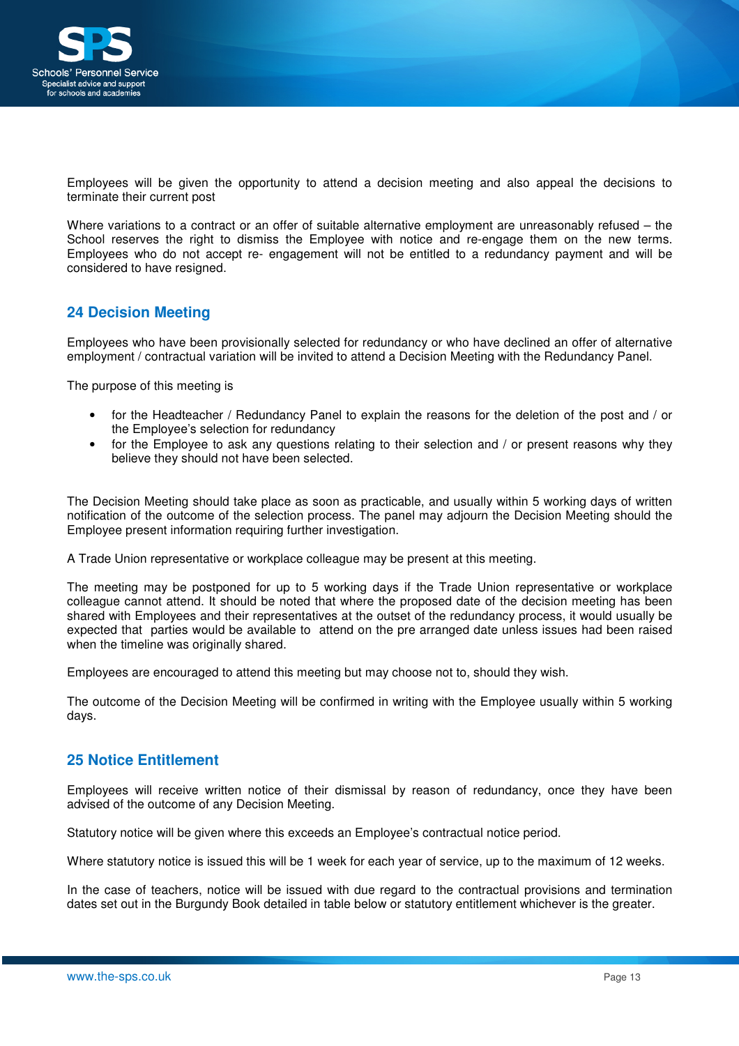Employees will be given the opportunity to attend a decision meeting and also appeal the decisions to terminate their current post

Where variations to a contract or an offer of suitable alternative employment are unreasonably refused – the School reserves the right to dismiss the Employee with notice and re-engage them on the new terms. Employees who do not accept re- engagement will not be entitled to a redundancy payment and will be considered to have resigned.

## 24 Decision Meeting

Employees who have been provisionally selected for redundancy or who have declined an offer of alternative employment / contractual variation will be invited to attend a Decision Meeting with the Redundancy Panel.

The purpose of this meeting is

- for the Headteacher / Redundancy Panel to explain the reasons for the deletion of the post and / or the Employee's selection for redundancy
- for the Employee to ask any questions relating to their selection and / or present reasons why they believe they should not have been selected.

The Decision Meeting should take place as soon as practicable, and usually within 5 working days of written notification of the outcome of the selection process. The panel may adjourn the Decision Meeting should the Employee present information requiring further investigation.

A Trade Union representative or workplace colleague may be present at this meeting.

The meeting may be postponed for up to 5 working days if the Trade Union representative or workplace colleague cannot attend. It should be noted that where the proposed date of the decision meeting has been shared with Employees and their representatives at the outset of the redundancy process, it would usually be expected that parties would be available to attend on the pre arranged date unless issues had been raised when the timeline was originally shared.

Employees are encouraged to attend this meeting but may choose not to, should they wish.

The outcome of the Decision Meeting will be confirmed in writing with the Employee usually within 5 working days.

## 25 Notice Entitlement

Employees will receive written notice of their dismissal by reason of redundancy, once they have been advised of the outcome of any Decision Meeting.

Statutory notice will be given where this exceeds an Employee's contractual notice period.

Where statutory notice is issued this will be 1 week for each year of service, up to the maximum of 12 weeks.

In the case of teachers, notice will be issued with due regard to the contractual provisions and termination dates set out in the Burgundy Book detailed in table below or statutory entitlement whichever is the greater.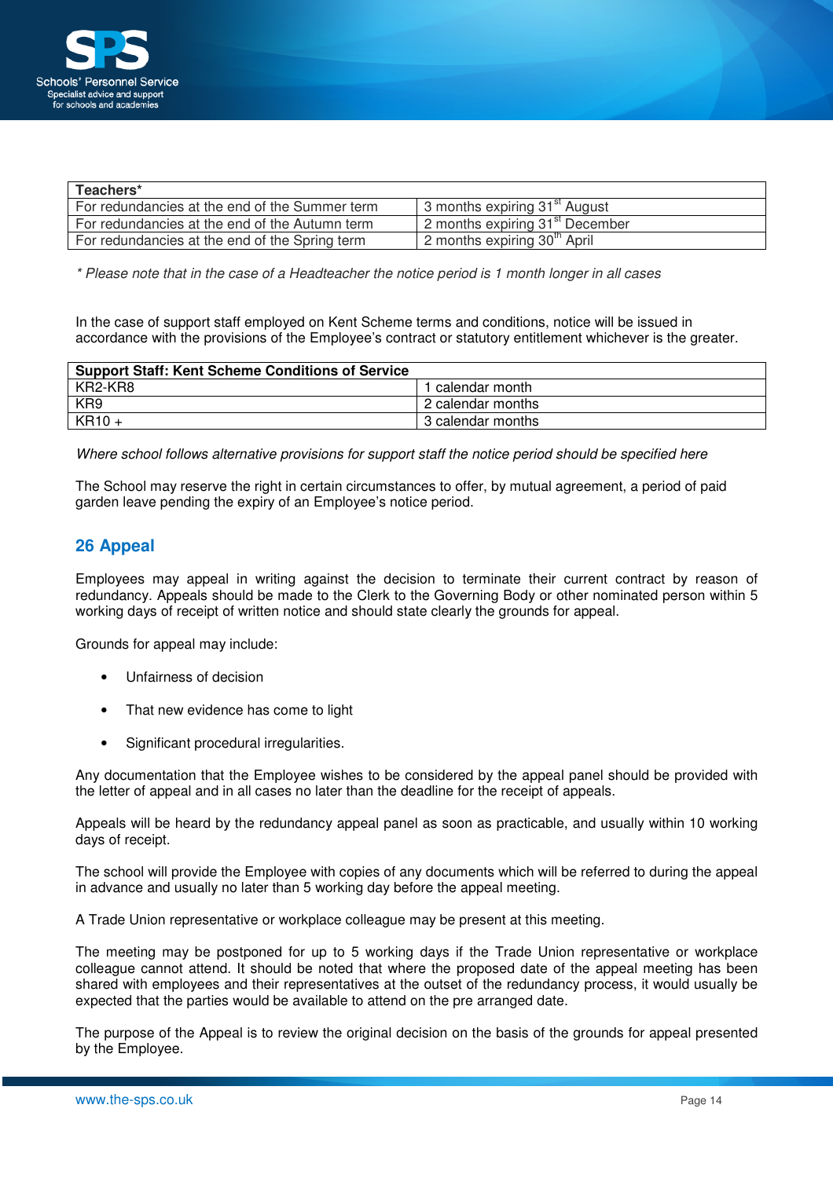| Teachers* | |
|---|---|
| For redundancies at the end of the Summer term | 3 months expiring 31st August |
| For redundancies at the end of the Autumn term | 2 months expiring 31st December |
| For redundancies at the end of the Spring term | 2 months expiring 30th April |

*\* Please note that in the case of a Headteacher the notice period is 1 month longer in all cases*

In the case of support staff employed on Kent Scheme terms and conditions, notice will be issued in accordance with the provisions of the Employee's contract or statutory entitlement whichever is the greater.

| Support Staff: Kent Scheme Conditions of Service | |
|---|---|
| KR2-KR8 | 1 calendar month |
| KR9 | 2 calendar months |
| KR10 + | 3 calendar months |

*Where school follows alternative provisions for support staff the notice period should be specified here*

The School may reserve the right in certain circumstances to offer, by mutual agreement, a period of paid garden leave pending the expiry of an Employee's notice period.

## 26 Appeal

Employees may appeal in writing against the decision to terminate their current contract by reason of redundancy. Appeals should be made to the Clerk to the Governing Body or other nominated person within 5 working days of receipt of written notice and should state clearly the grounds for appeal.

Grounds for appeal may include:

- Unfairness of decision
- That new evidence has come to light
- Significant procedural irregularities.

Any documentation that the Employee wishes to be considered by the appeal panel should be provided with the letter of appeal and in all cases no later than the deadline for the receipt of appeals.

Appeals will be heard by the redundancy appeal panel as soon as practicable, and usually within 10 working days of receipt.

The school will provide the Employee with copies of any documents which will be referred to during the appeal in advance and usually no later than 5 working day before the appeal meeting.

A Trade Union representative or workplace colleague may be present at this meeting.

The meeting may be postponed for up to 5 working days if the Trade Union representative or workplace colleague cannot attend. It should be noted that where the proposed date of the appeal meeting has been shared with employees and their representatives at the outset of the redundancy process, it would usually be expected that the parties would be available to attend on the pre arranged date.

The purpose of the Appeal is to review the original decision on the basis of the grounds for appeal presented by the Employee.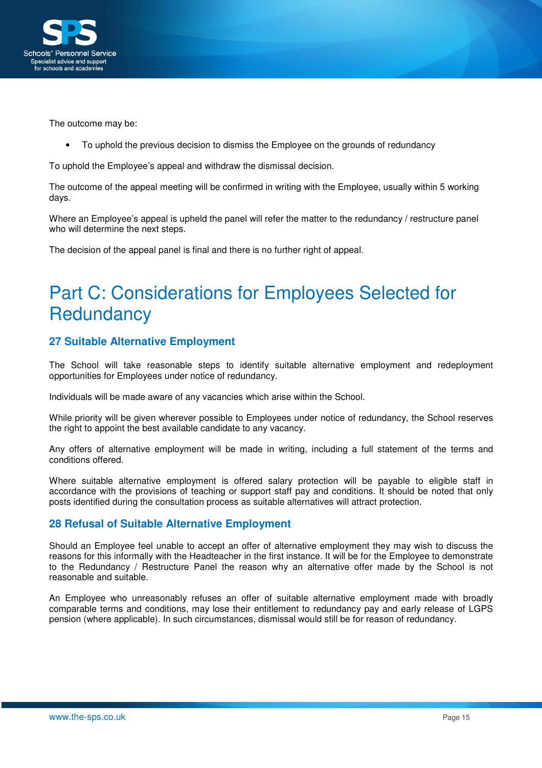The outcome may be:

- To uphold the previous decision to dismiss the Employee on the grounds of redundancy

To uphold the Employee's appeal and withdraw the dismissal decision.

The outcome of the appeal meeting will be confirmed in writing with the Employee, usually within 5 working days.

Where an Employee's appeal is upheld the panel will refer the matter to the redundancy / restructure panel who will determine the next steps.

The decision of the appeal panel is final and there is no further right of appeal.

# Part C: Considerations for Employees Selected for Redundancy

## 27 Suitable Alternative Employment

The School will take reasonable steps to identify suitable alternative employment and redeployment opportunities for Employees under notice of redundancy.

Individuals will be made aware of any vacancies which arise within the School.

While priority will be given wherever possible to Employees under notice of redundancy, the School reserves the right to appoint the best available candidate to any vacancy.

Any offers of alternative employment will be made in writing, including a full statement of the terms and conditions offered.

Where suitable alternative employment is offered salary protection will be payable to eligible staff in accordance with the provisions of teaching or support staff pay and conditions. It should be noted that only posts identified during the consultation process as suitable alternatives will attract protection.

## 28 Refusal of Suitable Alternative Employment

Should an Employee feel unable to accept an offer of alternative employment they may wish to discuss the reasons for this informally with the Headteacher in the first instance. It will be for the Employee to demonstrate to the Redundancy / Restructure Panel the reason why an alternative offer made by the School is not reasonable and suitable.

An Employee who unreasonably refuses an offer of suitable alternative employment made with broadly comparable terms and conditions, may lose their entitlement to redundancy pay and early release of LGPS pension (where applicable). In such circumstances, dismissal would still be for reason of redundancy.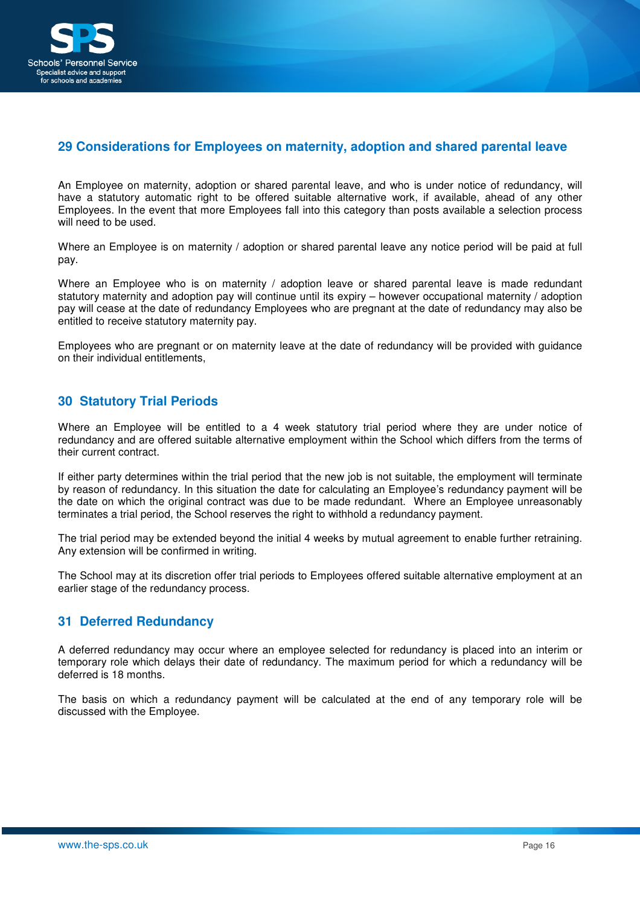## 29 Considerations for Employees on maternity, adoption and shared parental leave

An Employee on maternity, adoption or shared parental leave, and who is under notice of redundancy, will have a statutory automatic right to be offered suitable alternative work, if available, ahead of any other Employees. In the event that more Employees fall into this category than posts available a selection process will need to be used.

Where an Employee is on maternity / adoption or shared parental leave any notice period will be paid at full pay.

Where an Employee who is on maternity / adoption leave or shared parental leave is made redundant statutory maternity and adoption pay will continue until its expiry – however occupational maternity / adoption pay will cease at the date of redundancy Employees who are pregnant at the date of redundancy may also be entitled to receive statutory maternity pay.

Employees who are pregnant or on maternity leave at the date of redundancy will be provided with guidance on their individual entitlements,

## 30 Statutory Trial Periods

Where an Employee will be entitled to a 4 week statutory trial period where they are under notice of redundancy and are offered suitable alternative employment within the School which differs from the terms of their current contract.

If either party determines within the trial period that the new job is not suitable, the employment will terminate by reason of redundancy. In this situation the date for calculating an Employee's redundancy payment will be the date on which the original contract was due to be made redundant. Where an Employee unreasonably terminates a trial period, the School reserves the right to withhold a redundancy payment.

The trial period may be extended beyond the initial 4 weeks by mutual agreement to enable further retraining. Any extension will be confirmed in writing.

The School may at its discretion offer trial periods to Employees offered suitable alternative employment at an earlier stage of the redundancy process.

## 31 Deferred Redundancy

A deferred redundancy may occur where an employee selected for redundancy is placed into an interim or temporary role which delays their date of redundancy. The maximum period for which a redundancy will be deferred is 18 months.

The basis on which a redundancy payment will be calculated at the end of any temporary role will be discussed with the Employee.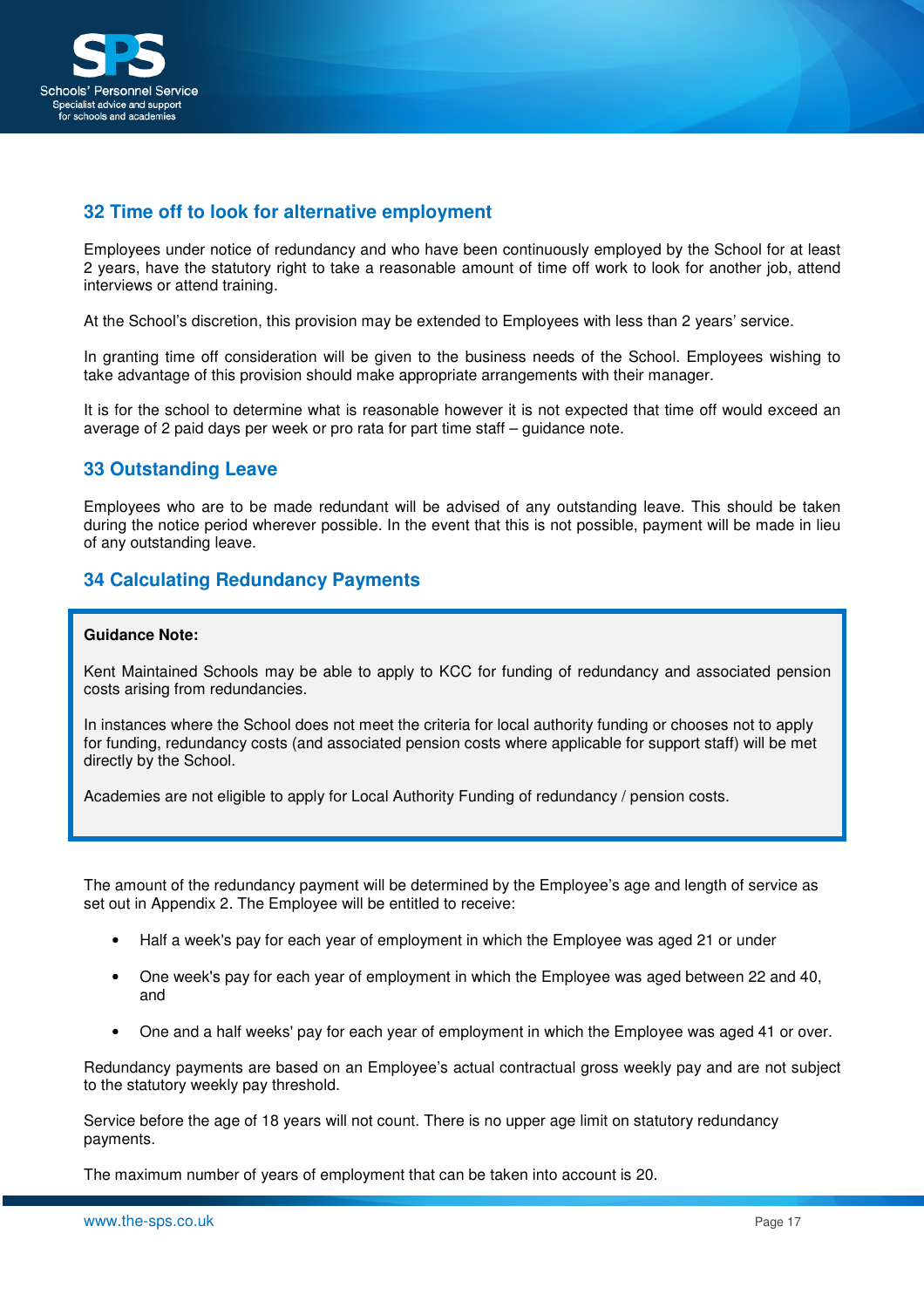## 32 Time off to look for alternative employment

Employees under notice of redundancy and who have been continuously employed by the School for at least 2 years, have the statutory right to take a reasonable amount of time off work to look for another job, attend interviews or attend training.

At the School's discretion, this provision may be extended to Employees with less than 2 years' service.

In granting time off consideration will be given to the business needs of the School. Employees wishing to take advantage of this provision should make appropriate arrangements with their manager.

It is for the school to determine what is reasonable however it is not expected that time off would exceed an average of 2 paid days per week or pro rata for part time staff – guidance note.

## 33 Outstanding Leave

Employees who are to be made redundant will be advised of any outstanding leave. This should be taken during the notice period wherever possible. In the event that this is not possible, payment will be made in lieu of any outstanding leave.

## 34 Calculating Redundancy Payments

> **Guidance Note:**
>
> Kent Maintained Schools may be able to apply to KCC for funding of redundancy and associated pension costs arising from redundancies.
>
> In instances where the School does not meet the criteria for local authority funding or chooses not to apply for funding, redundancy costs (and associated pension costs where applicable for support staff) will be met directly by the School.
>
> Academies are not eligible to apply for Local Authority Funding of redundancy / pension costs.

The amount of the redundancy payment will be determined by the Employee's age and length of service as set out in Appendix 2. The Employee will be entitled to receive:

- Half a week's pay for each year of employment in which the Employee was aged 21 or under
- One week's pay for each year of employment in which the Employee was aged between 22 and 40, and
- One and a half weeks' pay for each year of employment in which the Employee was aged 41 or over.

Redundancy payments are based on an Employee's actual contractual gross weekly pay and are not subject to the statutory weekly pay threshold.

Service before the age of 18 years will not count. There is no upper age limit on statutory redundancy payments.

The maximum number of years of employment that can be taken into account is 20.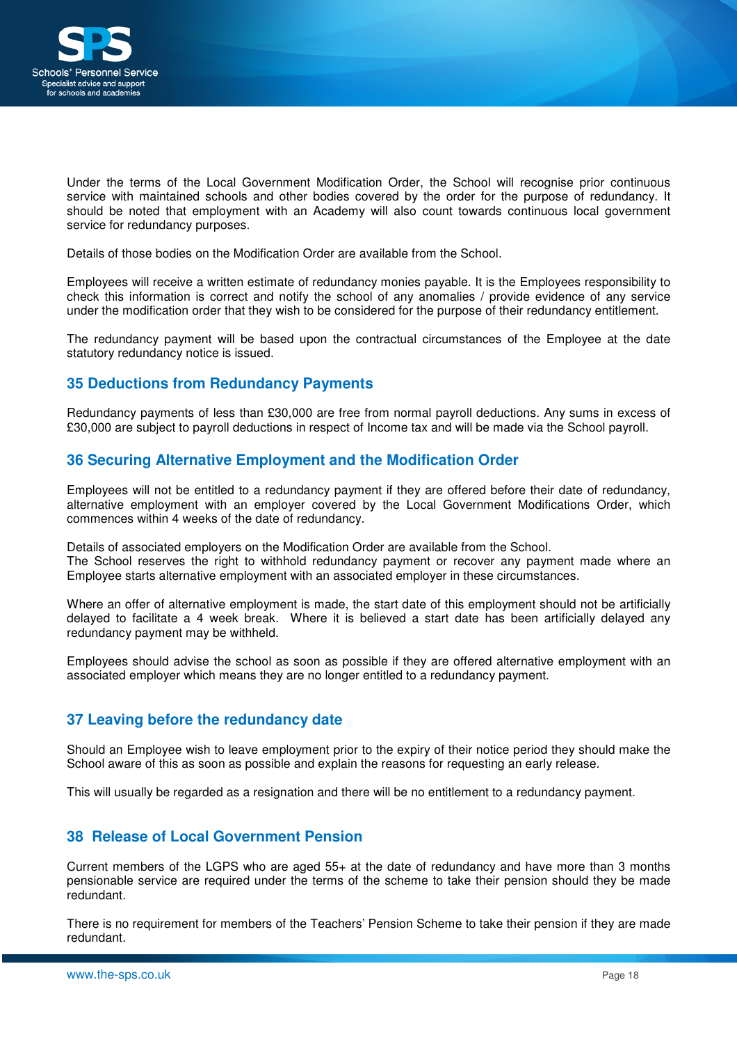Under the terms of the Local Government Modification Order, the School will recognise prior continuous service with maintained schools and other bodies covered by the order for the purpose of redundancy. It should be noted that employment with an Academy will also count towards continuous local government service for redundancy purposes.

Details of those bodies on the Modification Order are available from the School.

Employees will receive a written estimate of redundancy monies payable. It is the Employees responsibility to check this information is correct and notify the school of any anomalies / provide evidence of any service under the modification order that they wish to be considered for the purpose of their redundancy entitlement.

The redundancy payment will be based upon the contractual circumstances of the Employee at the date statutory redundancy notice is issued.

## 35 Deductions from Redundancy Payments

Redundancy payments of less than £30,000 are free from normal payroll deductions. Any sums in excess of £30,000 are subject to payroll deductions in respect of Income tax and will be made via the School payroll.

## 36 Securing Alternative Employment and the Modification Order

Employees will not be entitled to a redundancy payment if they are offered before their date of redundancy, alternative employment with an employer covered by the Local Government Modifications Order, which commences within 4 weeks of the date of redundancy.

Details of associated employers on the Modification Order are available from the School.
The School reserves the right to withhold redundancy payment or recover any payment made where an Employee starts alternative employment with an associated employer in these circumstances.

Where an offer of alternative employment is made, the start date of this employment should not be artificially delayed to facilitate a 4 week break. Where it is believed a start date has been artificially delayed any redundancy payment may be withheld.

Employees should advise the school as soon as possible if they are offered alternative employment with an associated employer which means they are no longer entitled to a redundancy payment.

## 37 Leaving before the redundancy date

Should an Employee wish to leave employment prior to the expiry of their notice period they should make the School aware of this as soon as possible and explain the reasons for requesting an early release.

This will usually be regarded as a resignation and there will be no entitlement to a redundancy payment.

## 38 Release of Local Government Pension

Current members of the LGPS who are aged 55+ at the date of redundancy and have more than 3 months pensionable service are required under the terms of the scheme to take their pension should they be made redundant.

There is no requirement for members of the Teachers' Pension Scheme to take their pension if they are made redundant.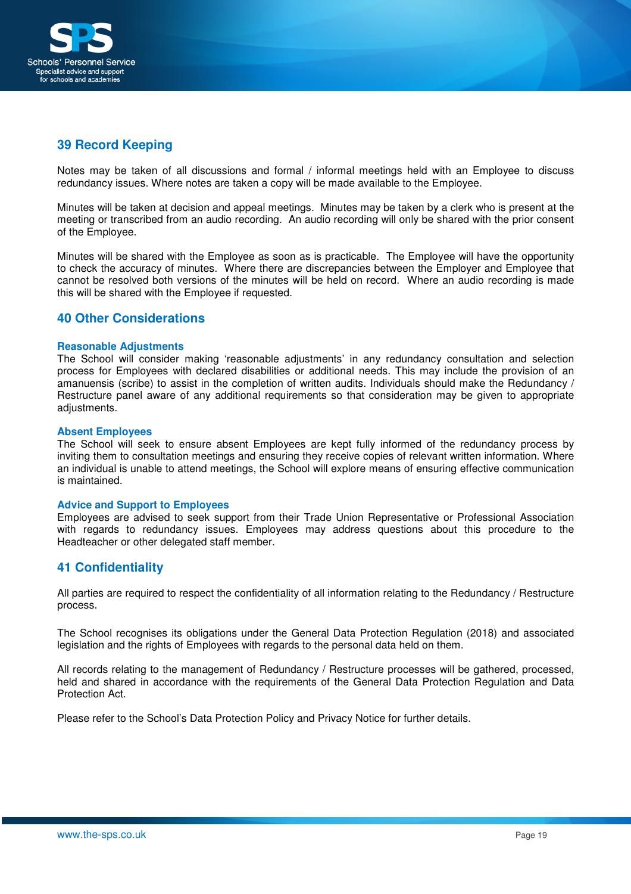## 39 Record Keeping

Notes may be taken of all discussions and formal / informal meetings held with an Employee to discuss redundancy issues. Where notes are taken a copy will be made available to the Employee.

Minutes will be taken at decision and appeal meetings. Minutes may be taken by a clerk who is present at the meeting or transcribed from an audio recording. An audio recording will only be shared with the prior consent of the Employee.

Minutes will be shared with the Employee as soon as is practicable. The Employee will have the opportunity to check the accuracy of minutes. Where there are discrepancies between the Employer and Employee that cannot be resolved both versions of the minutes will be held on record. Where an audio recording is made this will be shared with the Employee if requested.

## 40 Other Considerations

### Reasonable Adjustments

The School will consider making 'reasonable adjustments' in any redundancy consultation and selection process for Employees with declared disabilities or additional needs. This may include the provision of an amanuensis (scribe) to assist in the completion of written audits. Individuals should make the Redundancy / Restructure panel aware of any additional requirements so that consideration may be given to appropriate adjustments.

### Absent Employees

The School will seek to ensure absent Employees are kept fully informed of the redundancy process by inviting them to consultation meetings and ensuring they receive copies of relevant written information. Where an individual is unable to attend meetings, the School will explore means of ensuring effective communication is maintained.

### Advice and Support to Employees

Employees are advised to seek support from their Trade Union Representative or Professional Association with regards to redundancy issues. Employees may address questions about this procedure to the Headteacher or other delegated staff member.

## 41 Confidentiality

All parties are required to respect the confidentiality of all information relating to the Redundancy / Restructure process.

The School recognises its obligations under the General Data Protection Regulation (2018) and associated legislation and the rights of Employees with regards to the personal data held on them.

All records relating to the management of Redundancy / Restructure processes will be gathered, processed, held and shared in accordance with the requirements of the General Data Protection Regulation and Data Protection Act.

Please refer to the School's Data Protection Policy and Privacy Notice for further details.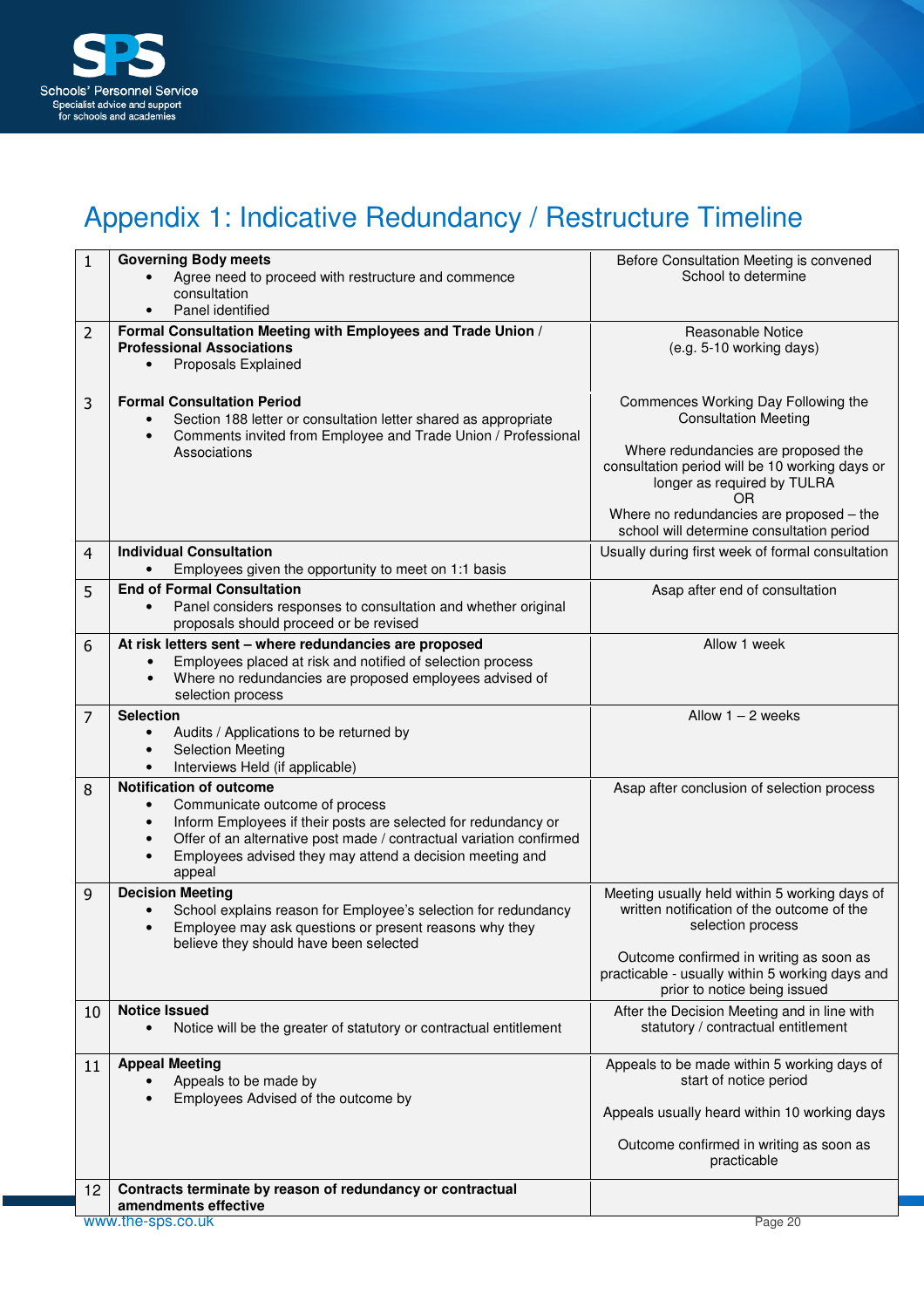# Appendix 1: Indicative Redundancy / Restructure Timeline

| | | |
|---|---|---|
| 1 | **Governing Body meets**<br>• Agree need to proceed with restructure and commence consultation<br>• Panel identified | Before Consultation Meeting is convened<br>School to determine |
| 2 | **Formal Consultation Meeting with Employees and Trade Union / Professional Associations**<br>• Proposals Explained | Reasonable Notice<br>(e.g. 5-10 working days) |
| 3 | **Formal Consultation Period**<br>• Section 188 letter or consultation letter shared as appropriate<br>• Comments invited from Employee and Trade Union / Professional Associations | Commences Working Day Following the Consultation Meeting<br><br>Where redundancies are proposed the consultation period will be 10 working days or longer as required by TULRA<br>OR<br>Where no redundancies are proposed – the school will determine consultation period |
| 4 | **Individual Consultation**<br>• Employees given the opportunity to meet on 1:1 basis | Usually during first week of formal consultation |
| 5 | **End of Formal Consultation**<br>• Panel considers responses to consultation and whether original proposals should proceed or be revised | Asap after end of consultation |
| 6 | **At risk letters sent – where redundancies are proposed**<br>• Employees placed at risk and notified of selection process<br>• Where no redundancies are proposed employees advised of selection process | Allow 1 week |
| 7 | **Selection**<br>• Audits / Applications to be returned by<br>• Selection Meeting<br>• Interviews Held (if applicable) | Allow 1 – 2 weeks |
| 8 | **Notification of outcome**<br>• Communicate outcome of process<br>• Inform Employees if their posts are selected for redundancy or<br>• Offer of an alternative post made / contractual variation confirmed<br>• Employees advised they may attend a decision meeting and appeal | Asap after conclusion of selection process |
| 9 | **Decision Meeting**<br>• School explains reason for Employee's selection for redundancy<br>• Employee may ask questions or present reasons why they believe they should have been selected | Meeting usually held within 5 working days of written notification of the outcome of the selection process<br><br>Outcome confirmed in writing as soon as practicable - usually within 5 working days and prior to notice being issued |
| 10 | **Notice Issued**<br>• Notice will be the greater of statutory or contractual entitlement | After the Decision Meeting and in line with statutory / contractual entitlement |
| 11 | **Appeal Meeting**<br>• Appeals to be made by<br>• Employees Advised of the outcome by | Appeals to be made within 5 working days of start of notice period<br><br>Appeals usually heard within 10 working days<br><br>Outcome confirmed in writing as soon as practicable |
| 12 | **Contracts terminate by reason of redundancy or contractual amendments effective** | |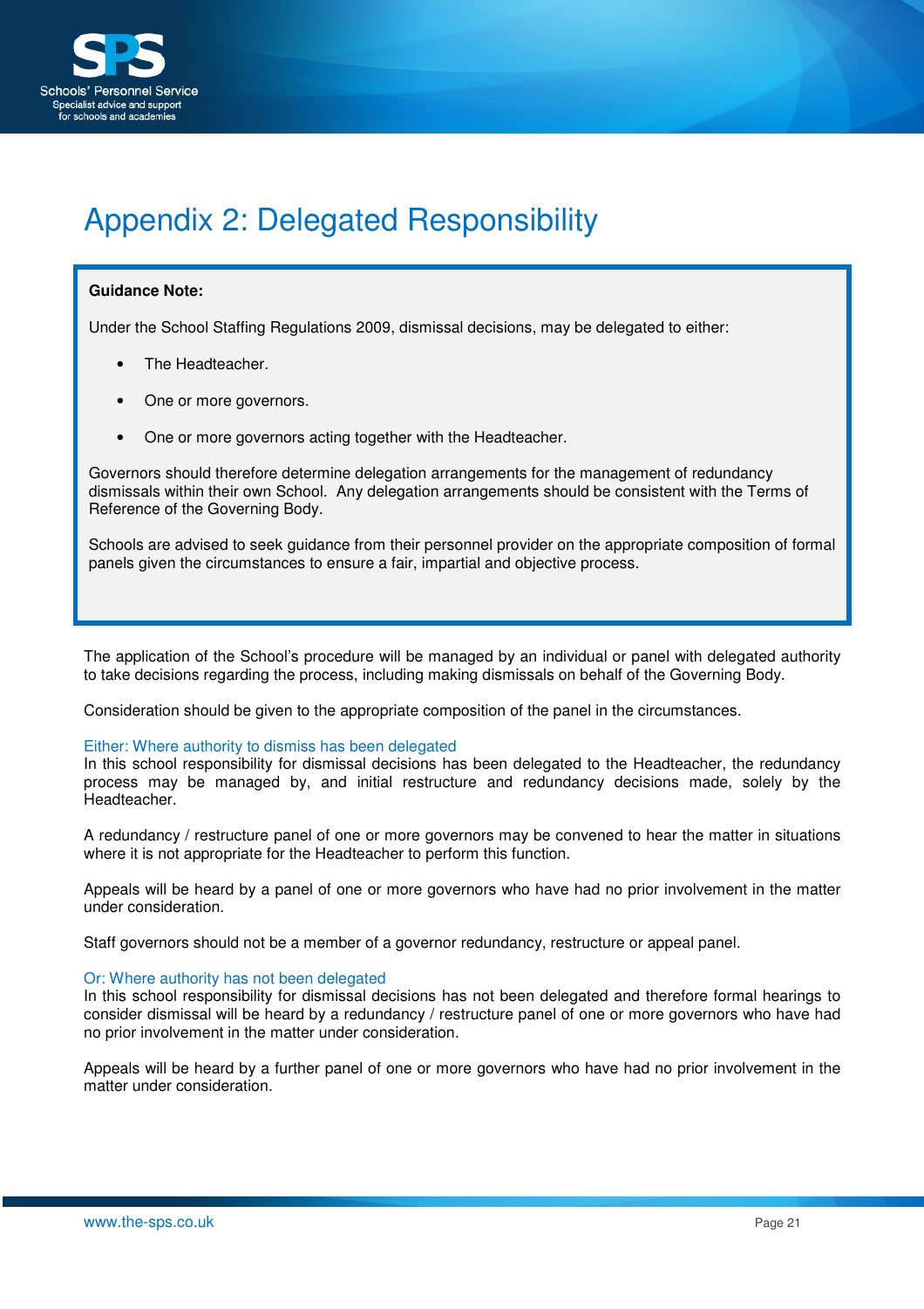# Appendix 2: Delegated Responsibility

> **Guidance Note:**
>
> Under the School Staffing Regulations 2009, dismissal decisions, may be delegated to either:
>
> - The Headteacher.
> - One or more governors.
> - One or more governors acting together with the Headteacher.
>
> Governors should therefore determine delegation arrangements for the management of redundancy dismissals within their own School. Any delegation arrangements should be consistent with the Terms of Reference of the Governing Body.
>
> Schools are advised to seek guidance from their personnel provider on the appropriate composition of formal panels given the circumstances to ensure a fair, impartial and objective process.

The application of the School's procedure will be managed by an individual or panel with delegated authority to take decisions regarding the process, including making dismissals on behalf of the Governing Body.

Consideration should be given to the appropriate composition of the panel in the circumstances.

### Either: Where authority to dismiss has been delegated

In this school responsibility for dismissal decisions has been delegated to the Headteacher, the redundancy process may be managed by, and initial restructure and redundancy decisions made, solely by the Headteacher.

A redundancy / restructure panel of one or more governors may be convened to hear the matter in situations where it is not appropriate for the Headteacher to perform this function.

Appeals will be heard by a panel of one or more governors who have had no prior involvement in the matter under consideration.

Staff governors should not be a member of a governor redundancy, restructure or appeal panel.

### Or: Where authority has not been delegated

In this school responsibility for dismissal decisions has not been delegated and therefore formal hearings to consider dismissal will be heard by a redundancy / restructure panel of one or more governors who have had no prior involvement in the matter under consideration.

Appeals will be heard by a further panel of one or more governors who have had no prior involvement in the matter under consideration.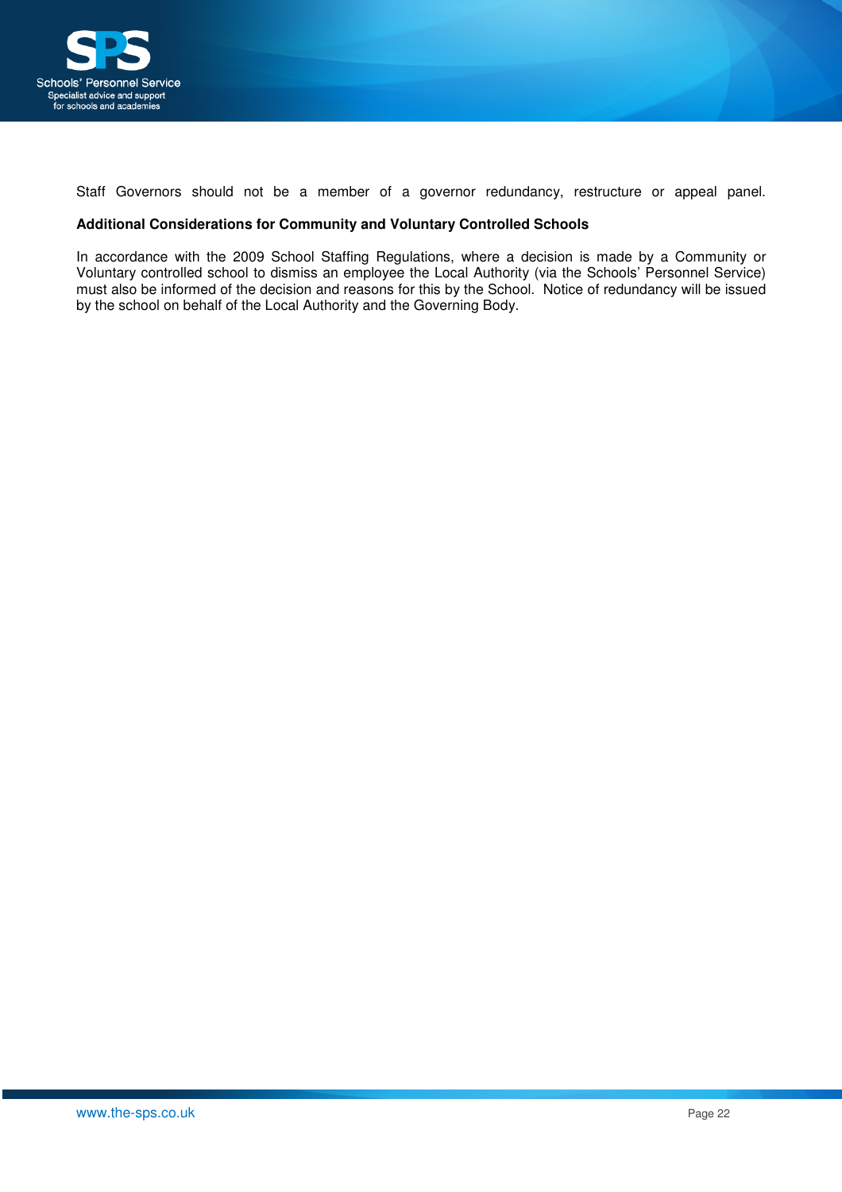Staff Governors should not be a member of a governor redundancy, restructure or appeal panel.

**Additional Considerations for Community and Voluntary Controlled Schools**

In accordance with the 2009 School Staffing Regulations, where a decision is made by a Community or Voluntary controlled school to dismiss an employee the Local Authority (via the Schools' Personnel Service) must also be informed of the decision and reasons for this by the School. Notice of redundancy will be issued by the school on behalf of the Local Authority and the Governing Body.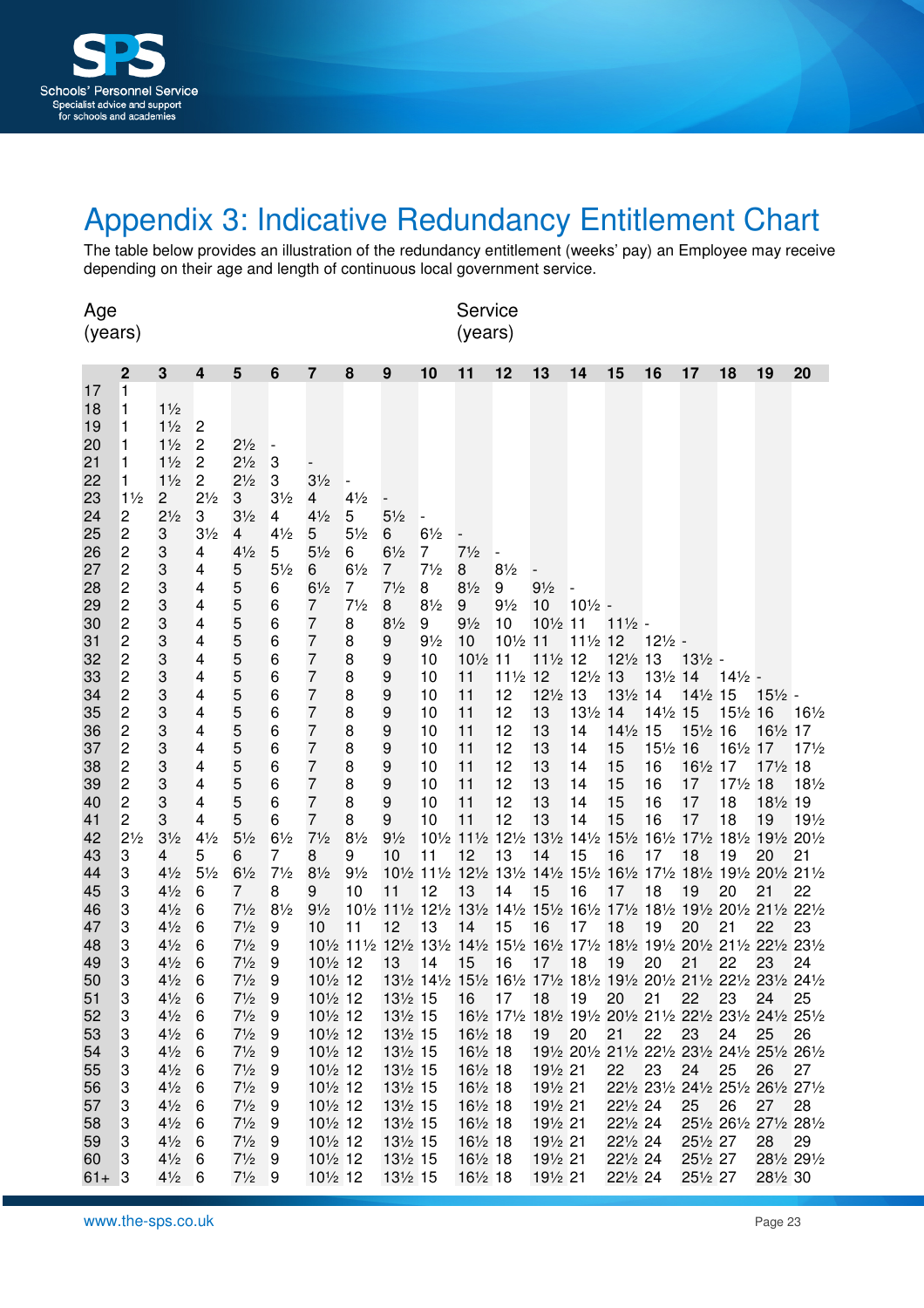# Appendix 3: Indicative Redundancy Entitlement Chart

The table below provides an illustration of the redundancy entitlement (weeks' pay) an Employee may receive depending on their age and length of continuous local government service.

Age (years) / Service (years)

| Age | 2 | 3 | 4 | 5 | 6 | 7 | 8 | 9 | 10 | 11 | 12 | 13 | 14 | 15 | 16 | 17 | 18 | 19 | 20 |
|---|---|---|---|---|---|---|---|---|---|---|---|---|---|---|---|---|---|---|---|
| 17 | 1 | | | | | | | | | | | | | | | | | | |
| 18 | 1 | 1½ | | | | | | | | | | | | | | | | | |
| 19 | 1 | 1½ | 2 | | | | | | | | | | | | | | | | |
| 20 | 1 | 1½ | 2 | 2½ | - | | | | | | | | | | | | | | |
| 21 | 1 | 1½ | 2 | 2½ | 3 | - | | | | | | | | | | | | | |
| 22 | 1 | 1½ | 2 | 2½ | 3 | 3½ | - | | | | | | | | | | | | |
| 23 | 1½ | 2 | 2½ | 3 | 3½ | 4 | 4½ | - | | | | | | | | | | | |
| 24 | 2 | 2½ | 3 | 3½ | 4 | 4½ | 5 | 5½ | - | | | | | | | | | | |
| 25 | 2 | 3 | 3½ | 4 | 4½ | 5 | 5½ | 6 | 6½ | - | | | | | | | | | |
| 26 | 2 | 3 | 4 | 4½ | 5 | 5½ | 6 | 6½ | 7 | 7½ | - | | | | | | | | |
| 27 | 2 | 3 | 4 | 5 | 5½ | 6 | 6½ | 7 | 7½ | 8 | 8½ | - | | | | | | | |
| 28 | 2 | 3 | 4 | 5 | 6 | 6½ | 7 | 7½ | 8 | 8½ | 9 | 9½ | - | | | | | | |
| 29 | 2 | 3 | 4 | 5 | 6 | 7 | 7½ | 8 | 8½ | 9 | 9½ | 10 | 10½ | - | | | | | |
| 30 | 2 | 3 | 4 | 5 | 6 | 7 | 8 | 8½ | 9 | 9½ | 10 | 10½ | 11 | 11½ | - | | | | |
| 31 | 2 | 3 | 4 | 5 | 6 | 7 | 8 | 9 | 9½ | 10 | 10½ | 11 | 11½ | 12 | 12½ | - | | | |
| 32 | 2 | 3 | 4 | 5 | 6 | 7 | 8 | 9 | 10 | 10½ | 11 | 11½ | 12 | 12½ | 13 | 13½ | - | | |
| 33 | 2 | 3 | 4 | 5 | 6 | 7 | 8 | 9 | 10 | 11 | 11½ | 12 | 12½ | 13 | 13½ | 14 | 14½ | - | |
| 34 | 2 | 3 | 4 | 5 | 6 | 7 | 8 | 9 | 10 | 11 | 12 | 12½ | 13 | 13½ | 14 | 14½ | 15 | 15½ | - |
| 35 | 2 | 3 | 4 | 5 | 6 | 7 | 8 | 9 | 10 | 11 | 12 | 13 | 13½ | 14 | 14½ | 15 | 15½ | 16 | 16½ |
| 36 | 2 | 3 | 4 | 5 | 6 | 7 | 8 | 9 | 10 | 11 | 12 | 13 | 14 | 14½ | 15 | 15½ | 16 | 16½ | 17 |
| 37 | 2 | 3 | 4 | 5 | 6 | 7 | 8 | 9 | 10 | 11 | 12 | 13 | 14 | 15 | 15½ | 16 | 16½ | 17 | 17½ |
| 38 | 2 | 3 | 4 | 5 | 6 | 7 | 8 | 9 | 10 | 11 | 12 | 13 | 14 | 15 | 16 | 16½ | 17 | 17½ | 18 |
| 39 | 2 | 3 | 4 | 5 | 6 | 7 | 8 | 9 | 10 | 11 | 12 | 13 | 14 | 15 | 16 | 17 | 17½ | 18 | 18½ |
| 40 | 2 | 3 | 4 | 5 | 6 | 7 | 8 | 9 | 10 | 11 | 12 | 13 | 14 | 15 | 16 | 17 | 18 | 18½ | 19 |
| 41 | 2 | 3 | 4 | 5 | 6 | 7 | 8 | 9 | 10 | 11 | 12 | 13 | 14 | 15 | 16 | 17 | 18 | 19 | 19½ |
| 42 | 2½ | 3½ | 4½ | 5½ | 6½ | 7½ | 8½ | 9½ | 10½ | 11½ | 12½ | 13½ | 14½ | 15½ | 16½ | 17½ | 18½ | 19½ | 20½ |
| 43 | 3 | 4 | 5 | 6 | 7 | 8 | 9 | 10 | 11 | 12 | 13 | 14 | 15 | 16 | 17 | 18 | 19 | 20 | 21 |
| 44 | 3 | 4½ | 5½ | 6½ | 7½ | 8½ | 9½ | 10½ | 11½ | 12½ | 13½ | 14½ | 15½ | 16½ | 17½ | 18½ | 19½ | 20½ | 21½ |
| 45 | 3 | 4½ | 6 | 7 | 8 | 9 | 10 | 11 | 12 | 13 | 14 | 15 | 16 | 17 | 18 | 19 | 20 | 21 | 22 |
| 46 | 3 | 4½ | 6 | 7½ | 8½ | 9½ | 10½ | 11½ | 12½ | 13½ | 14½ | 15½ | 16½ | 17½ | 18½ | 19½ | 20½ | 21½ | 22½ |
| 47 | 3 | 4½ | 6 | 7½ | 9 | 10 | 11 | 12 | 13 | 14 | 15 | 16 | 17 | 18 | 19 | 20 | 21 | 22 | 23 |
| 48 | 3 | 4½ | 6 | 7½ | 9 | 10½ | 11½ | 12½ | 13½ | 14½ | 15½ | 16½ | 17½ | 18½ | 19½ | 20½ | 21½ | 22½ | 23½ |
| 49 | 3 | 4½ | 6 | 7½ | 9 | 10½ | 12 | 13 | 14 | 15 | 16 | 17 | 18 | 19 | 20 | 21 | 22 | 23 | 24 |
| 50 | 3 | 4½ | 6 | 7½ | 9 | 10½ | 12 | 13½ | 14½ | 15½ | 16½ | 17½ | 18½ | 19½ | 20½ | 21½ | 22½ | 23½ | 24½ |
| 51 | 3 | 4½ | 6 | 7½ | 9 | 10½ | 12 | 13½ | 15 | 16 | 17 | 18 | 19 | 20 | 21 | 22 | 23 | 24 | 25 |
| 52 | 3 | 4½ | 6 | 7½ | 9 | 10½ | 12 | 13½ | 15 | 16½ | 17½ | 18½ | 19½ | 20½ | 21½ | 22½ | 23½ | 24½ | 25½ |
| 53 | 3 | 4½ | 6 | 7½ | 9 | 10½ | 12 | 13½ | 15 | 16½ | 18 | 19 | 20 | 21 | 22 | 23 | 24 | 25 | 26 |
| 54 | 3 | 4½ | 6 | 7½ | 9 | 10½ | 12 | 13½ | 15 | 16½ | 18 | 19½ | 20½ | 21½ | 22½ | 23½ | 24½ | 25½ | 26½ |
| 55 | 3 | 4½ | 6 | 7½ | 9 | 10½ | 12 | 13½ | 15 | 16½ | 18 | 19½ | 21 | 22 | 23 | 24 | 25 | 26 | 27 |
| 56 | 3 | 4½ | 6 | 7½ | 9 | 10½ | 12 | 13½ | 15 | 16½ | 18 | 19½ | 21 | 22½ | 23½ | 24½ | 25½ | 26½ | 27½ |
| 57 | 3 | 4½ | 6 | 7½ | 9 | 10½ | 12 | 13½ | 15 | 16½ | 18 | 19½ | 21 | 22½ | 24 | 25 | 26 | 27 | 28 |
| 58 | 3 | 4½ | 6 | 7½ | 9 | 10½ | 12 | 13½ | 15 | 16½ | 18 | 19½ | 21 | 22½ | 24 | 25½ | 26½ | 27½ | 28½ |
| 59 | 3 | 4½ | 6 | 7½ | 9 | 10½ | 12 | 13½ | 15 | 16½ | 18 | 19½ | 21 | 22½ | 24 | 25½ | 27 | 28 | 29 |
| 60 | 3 | 4½ | 6 | 7½ | 9 | 10½ | 12 | 13½ | 15 | 16½ | 18 | 19½ | 21 | 22½ | 24 | 25½ | 27 | 28½ | 29½ |
| 61+ | 3 | 4½ | 6 | 7½ | 9 | 10½ | 12 | 13½ | 15 | 16½ | 18 | 19½ | 21 | 22½ | 24 | 25½ | 27 | 28½ | 30 |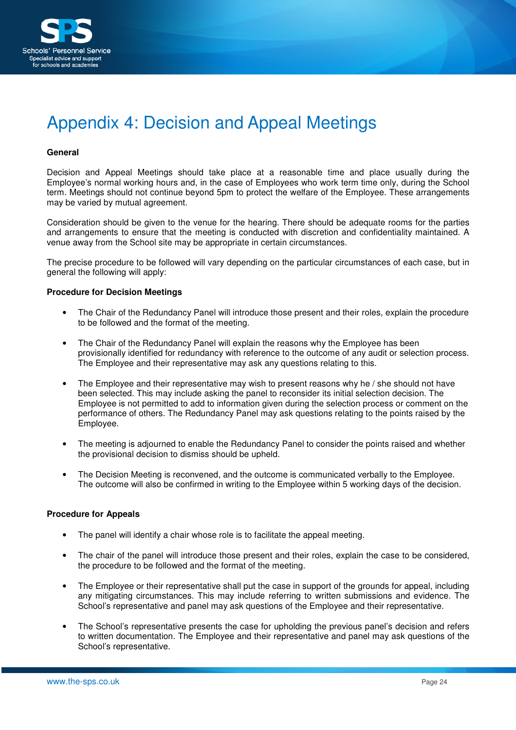# Appendix 4: Decision and Appeal Meetings

**General**

Decision and Appeal Meetings should take place at a reasonable time and place usually during the Employee's normal working hours and, in the case of Employees who work term time only, during the School term. Meetings should not continue beyond 5pm to protect the welfare of the Employee. These arrangements may be varied by mutual agreement.

Consideration should be given to the venue for the hearing. There should be adequate rooms for the parties and arrangements to ensure that the meeting is conducted with discretion and confidentiality maintained. A venue away from the School site may be appropriate in certain circumstances.

The precise procedure to be followed will vary depending on the particular circumstances of each case, but in general the following will apply:

**Procedure for Decision Meetings**

- The Chair of the Redundancy Panel will introduce those present and their roles, explain the procedure to be followed and the format of the meeting.
- The Chair of the Redundancy Panel will explain the reasons why the Employee has been provisionally identified for redundancy with reference to the outcome of any audit or selection process. The Employee and their representative may ask any questions relating to this.
- The Employee and their representative may wish to present reasons why he / she should not have been selected. This may include asking the panel to reconsider its initial selection decision. The Employee is not permitted to add to information given during the selection process or comment on the performance of others. The Redundancy Panel may ask questions relating to the points raised by the Employee.
- The meeting is adjourned to enable the Redundancy Panel to consider the points raised and whether the provisional decision to dismiss should be upheld.
- The Decision Meeting is reconvened, and the outcome is communicated verbally to the Employee. The outcome will also be confirmed in writing to the Employee within 5 working days of the decision.

**Procedure for Appeals**

- The panel will identify a chair whose role is to facilitate the appeal meeting.
- The chair of the panel will introduce those present and their roles, explain the case to be considered, the procedure to be followed and the format of the meeting.
- The Employee or their representative shall put the case in support of the grounds for appeal, including any mitigating circumstances. This may include referring to written submissions and evidence. The School's representative and panel may ask questions of the Employee and their representative.
- The School's representative presents the case for upholding the previous panel's decision and refers to written documentation. The Employee and their representative and panel may ask questions of the School's representative.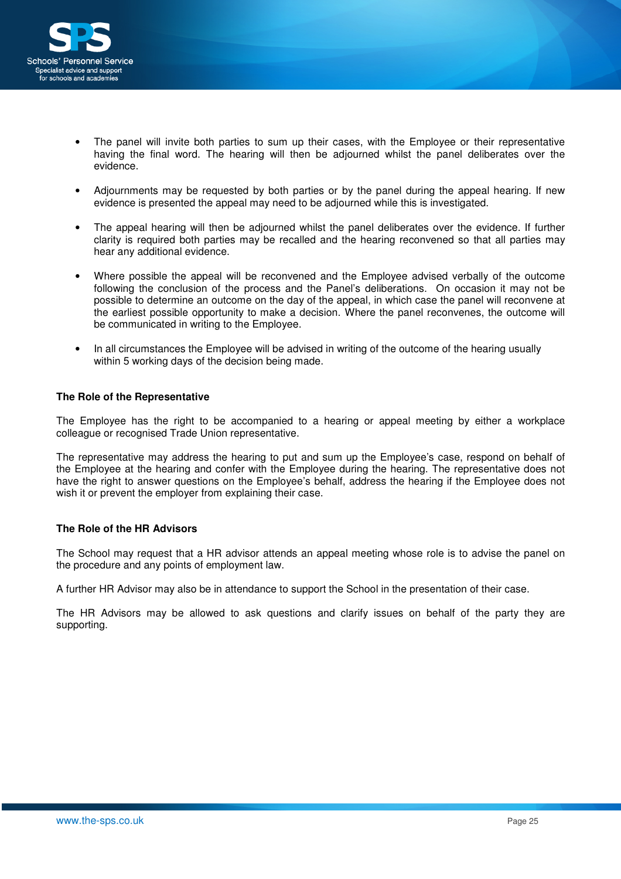- The panel will invite both parties to sum up their cases, with the Employee or their representative having the final word. The hearing will then be adjourned whilst the panel deliberates over the evidence.

- Adjournments may be requested by both parties or by the panel during the appeal hearing. If new evidence is presented the appeal may need to be adjourned while this is investigated.

- The appeal hearing will then be adjourned whilst the panel deliberates over the evidence. If further clarity is required both parties may be recalled and the hearing reconvened so that all parties may hear any additional evidence.

- Where possible the appeal will be reconvened and the Employee advised verbally of the outcome following the conclusion of the process and the Panel's deliberations. On occasion it may not be possible to determine an outcome on the day of the appeal, in which case the panel will reconvene at the earliest possible opportunity to make a decision. Where the panel reconvenes, the outcome will be communicated in writing to the Employee.

- In all circumstances the Employee will be advised in writing of the outcome of the hearing usually within 5 working days of the decision being made.

**The Role of the Representative**

The Employee has the right to be accompanied to a hearing or appeal meeting by either a workplace colleague or recognised Trade Union representative.

The representative may address the hearing to put and sum up the Employee's case, respond on behalf of the Employee at the hearing and confer with the Employee during the hearing. The representative does not have the right to answer questions on the Employee's behalf, address the hearing if the Employee does not wish it or prevent the employer from explaining their case.

**The Role of the HR Advisors**

The School may request that a HR advisor attends an appeal meeting whose role is to advise the panel on the procedure and any points of employment law.

A further HR Advisor may also be in attendance to support the School in the presentation of their case.

The HR Advisors may be allowed to ask questions and clarify issues on behalf of the party they are supporting.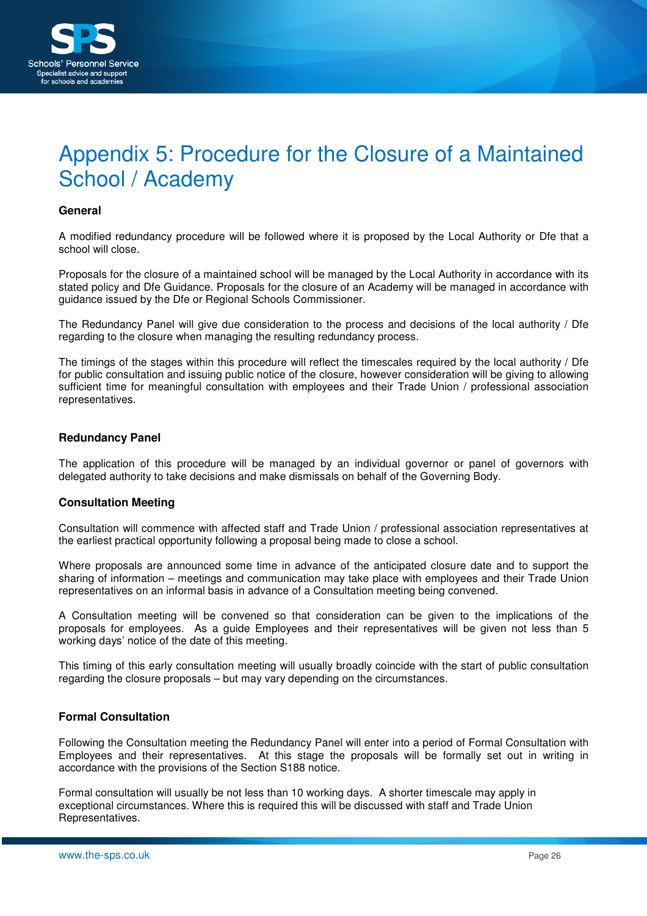# Appendix 5: Procedure for the Closure of a Maintained School / Academy

**General**

A modified redundancy procedure will be followed where it is proposed by the Local Authority or Dfe that a school will close.

Proposals for the closure of a maintained school will be managed by the Local Authority in accordance with its stated policy and Dfe Guidance. Proposals for the closure of an Academy will be managed in accordance with guidance issued by the Dfe or Regional Schools Commissioner.

The Redundancy Panel will give due consideration to the process and decisions of the local authority / Dfe regarding to the closure when managing the resulting redundancy process.

The timings of the stages within this procedure will reflect the timescales required by the local authority / Dfe for public consultation and issuing public notice of the closure, however consideration will be giving to allowing sufficient time for meaningful consultation with employees and their Trade Union / professional association representatives.

**Redundancy Panel**

The application of this procedure will be managed by an individual governor or panel of governors with delegated authority to take decisions and make dismissals on behalf of the Governing Body.

**Consultation Meeting**

Consultation will commence with affected staff and Trade Union / professional association representatives at the earliest practical opportunity following a proposal being made to close a school.

Where proposals are announced some time in advance of the anticipated closure date and to support the sharing of information – meetings and communication may take place with employees and their Trade Union representatives on an informal basis in advance of a Consultation meeting being convened.

A Consultation meeting will be convened so that consideration can be given to the implications of the proposals for employees. As a guide Employees and their representatives will be given not less than 5 working days' notice of the date of this meeting.

This timing of this early consultation meeting will usually broadly coincide with the start of public consultation regarding the closure proposals – but may vary depending on the circumstances.

**Formal Consultation**

Following the Consultation meeting the Redundancy Panel will enter into a period of Formal Consultation with Employees and their representatives. At this stage the proposals will be formally set out in writing in accordance with the provisions of the Section S188 notice.

Formal consultation will usually be not less than 10 working days. A shorter timescale may apply in exceptional circumstances. Where this is required this will be discussed with staff and Trade Union Representatives.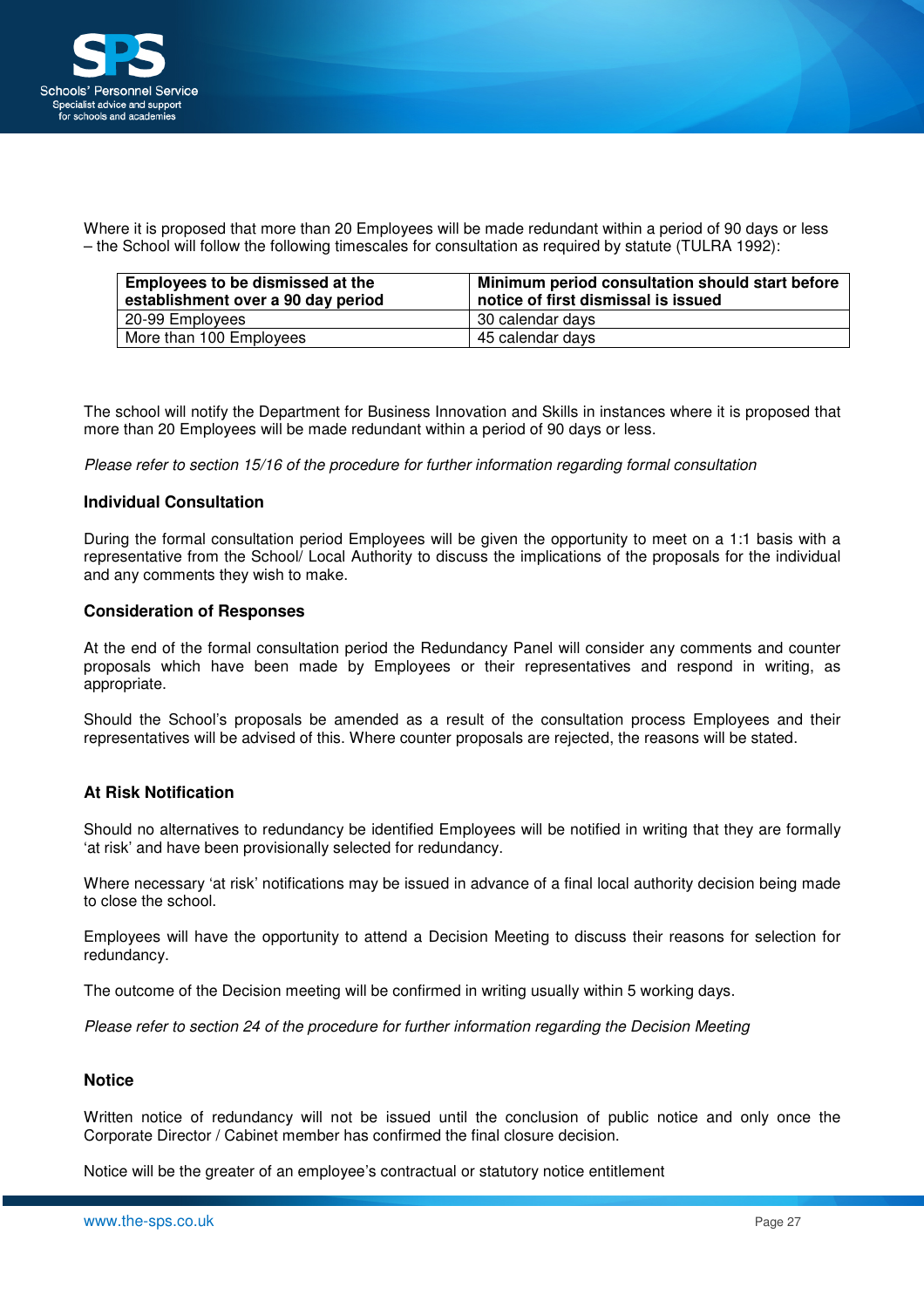Where it is proposed that more than 20 Employees will be made redundant within a period of 90 days or less – the School will follow the following timescales for consultation as required by statute (TULRA 1992):

| Employees to be dismissed at the establishment over a 90 day period | Minimum period consultation should start before notice of first dismissal is issued |
|---|---|
| 20-99 Employees | 30 calendar days |
| More than 100 Employees | 45 calendar days |

The school will notify the Department for Business Innovation and Skills in instances where it is proposed that more than 20 Employees will be made redundant within a period of 90 days or less.

*Please refer to section 15/16 of the procedure for further information regarding formal consultation*

### Individual Consultation

During the formal consultation period Employees will be given the opportunity to meet on a 1:1 basis with a representative from the School/ Local Authority to discuss the implications of the proposals for the individual and any comments they wish to make.

### Consideration of Responses

At the end of the formal consultation period the Redundancy Panel will consider any comments and counter proposals which have been made by Employees or their representatives and respond in writing, as appropriate.

Should the School's proposals be amended as a result of the consultation process Employees and their representatives will be advised of this. Where counter proposals are rejected, the reasons will be stated.

### At Risk Notification

Should no alternatives to redundancy be identified Employees will be notified in writing that they are formally 'at risk' and have been provisionally selected for redundancy.

Where necessary 'at risk' notifications may be issued in advance of a final local authority decision being made to close the school.

Employees will have the opportunity to attend a Decision Meeting to discuss their reasons for selection for redundancy.

The outcome of the Decision meeting will be confirmed in writing usually within 5 working days.

*Please refer to section 24 of the procedure for further information regarding the Decision Meeting*

### Notice

Written notice of redundancy will not be issued until the conclusion of public notice and only once the Corporate Director / Cabinet member has confirmed the final closure decision.

Notice will be the greater of an employee's contractual or statutory notice entitlement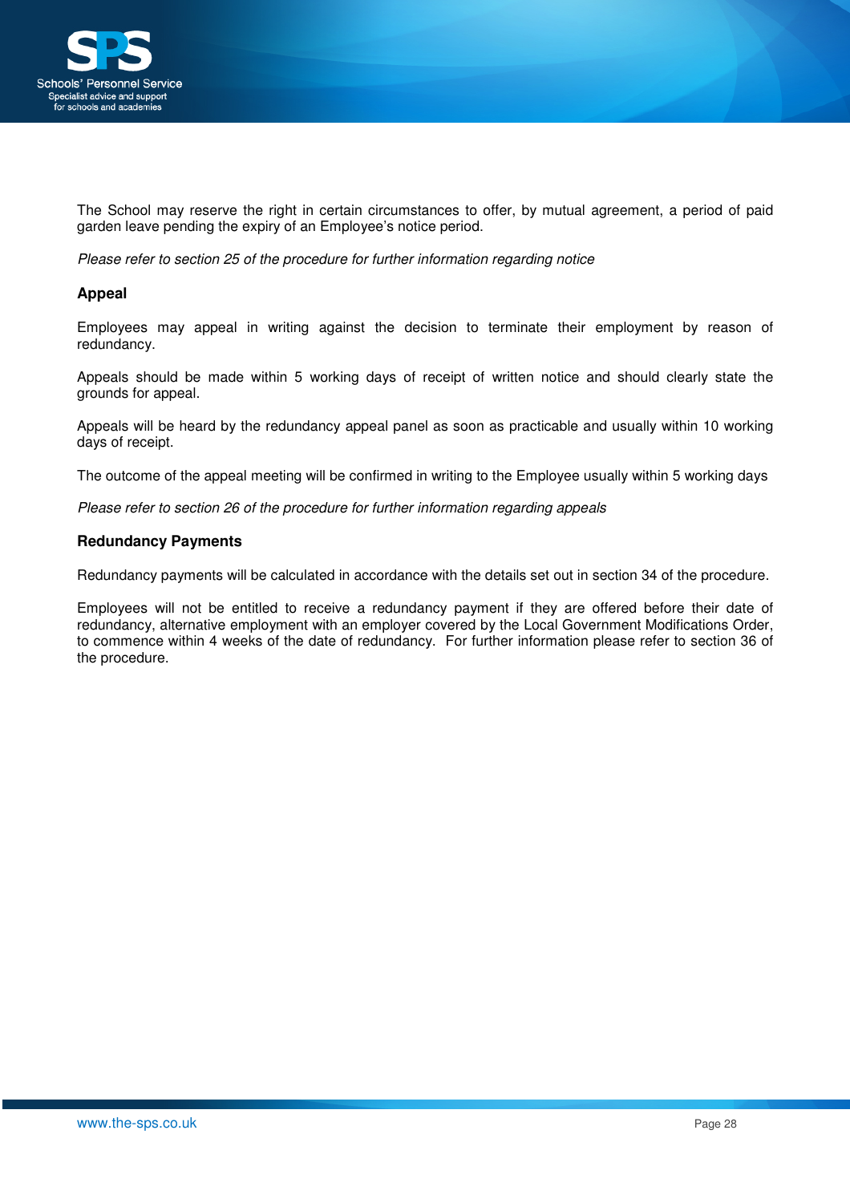The School may reserve the right in certain circumstances to offer, by mutual agreement, a period of paid garden leave pending the expiry of an Employee's notice period.

*Please refer to section 25 of the procedure for further information regarding notice*

**Appeal**

Employees may appeal in writing against the decision to terminate their employment by reason of redundancy.

Appeals should be made within 5 working days of receipt of written notice and should clearly state the grounds for appeal.

Appeals will be heard by the redundancy appeal panel as soon as practicable and usually within 10 working days of receipt.

The outcome of the appeal meeting will be confirmed in writing to the Employee usually within 5 working days

*Please refer to section 26 of the procedure for further information regarding appeals*

**Redundancy Payments**

Redundancy payments will be calculated in accordance with the details set out in section 34 of the procedure.

Employees will not be entitled to receive a redundancy payment if they are offered before their date of redundancy, alternative employment with an employer covered by the Local Government Modifications Order, to commence within 4 weeks of the date of redundancy. For further information please refer to section 36 of the procedure.